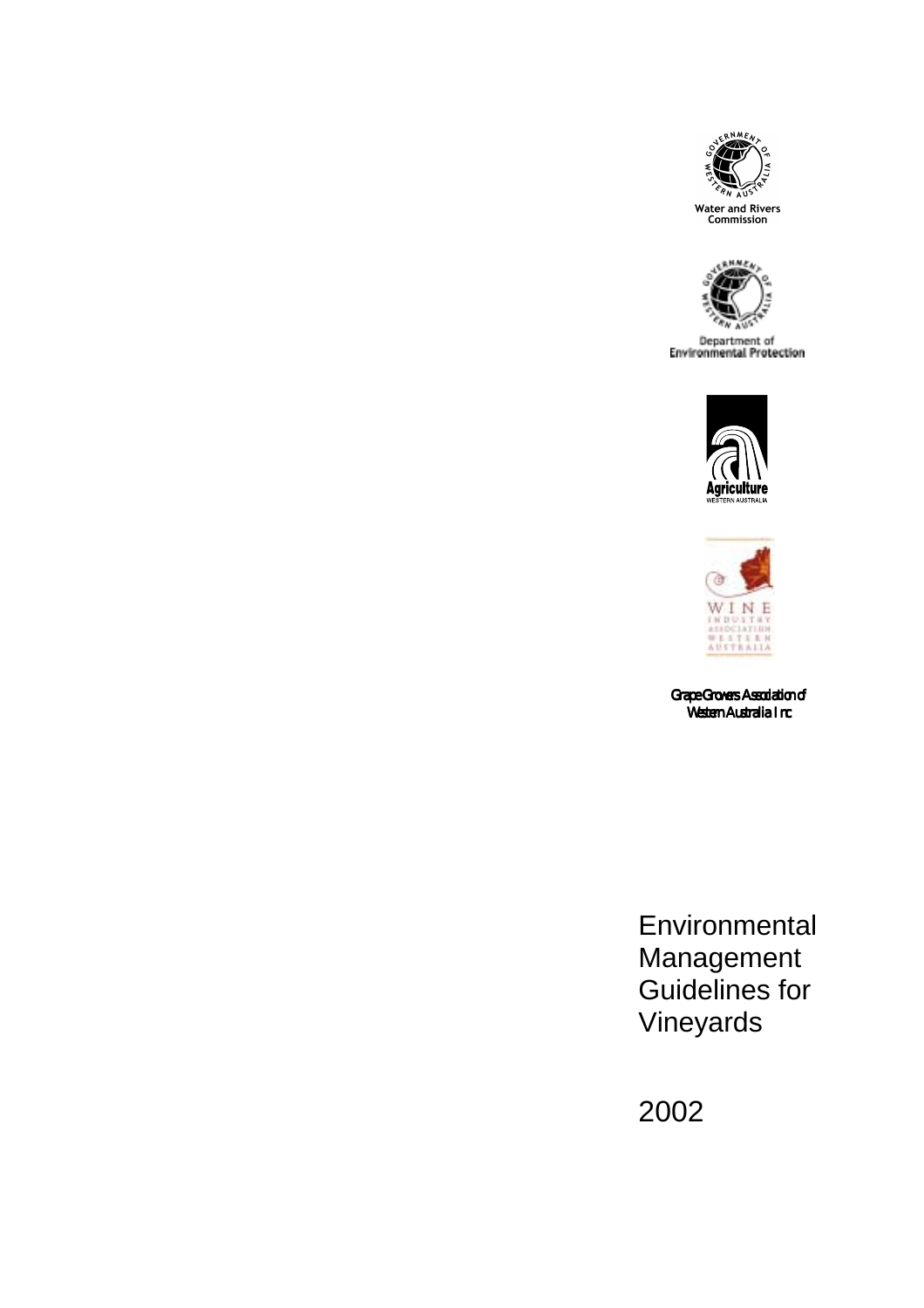Water and Rivers Commission

Department of Environmental Protection

Agriculture Western Australia

Wine Industry Association Western Australia

Grape Growers Association of Western Australia Inc

# Environmental Management Guidelines for Vineyards

2002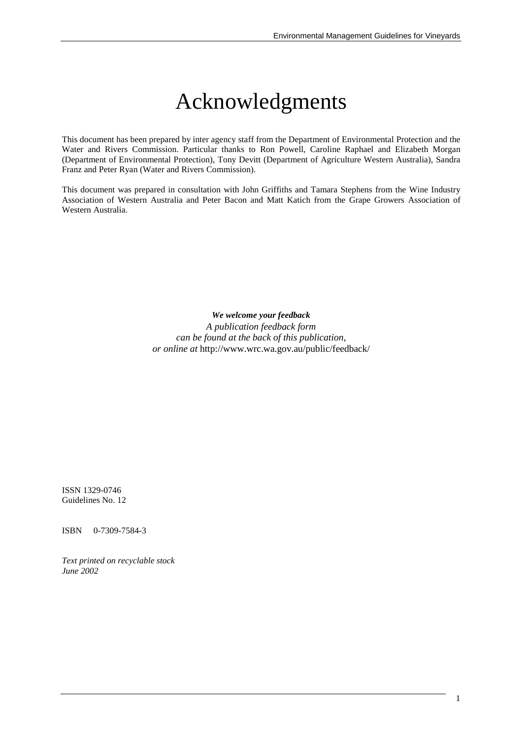# Acknowledgments

This document has been prepared by inter agency staff from the Department of Environmental Protection and the Water and Rivers Commission. Particular thanks to Ron Powell, Caroline Raphael and Elizabeth Morgan (Department of Environmental Protection), Tony Devitt (Department of Agriculture Western Australia), Sandra Franz and Peter Ryan (Water and Rivers Commission).

This document was prepared in consultation with John Griffiths and Tamara Stephens from the Wine Industry Association of Western Australia and Peter Bacon and Matt Katich from the Grape Growers Association of Western Australia.

***We welcome your feedback***
*A publication feedback form*
*can be found at the back of this publication,*
*or online at* http://www.wrc.wa.gov.au/public/feedback/

ISSN 1329-0746
Guidelines No. 12

ISBN 0-7309-7584-3

*Text printed on recyclable stock*
*June 2002*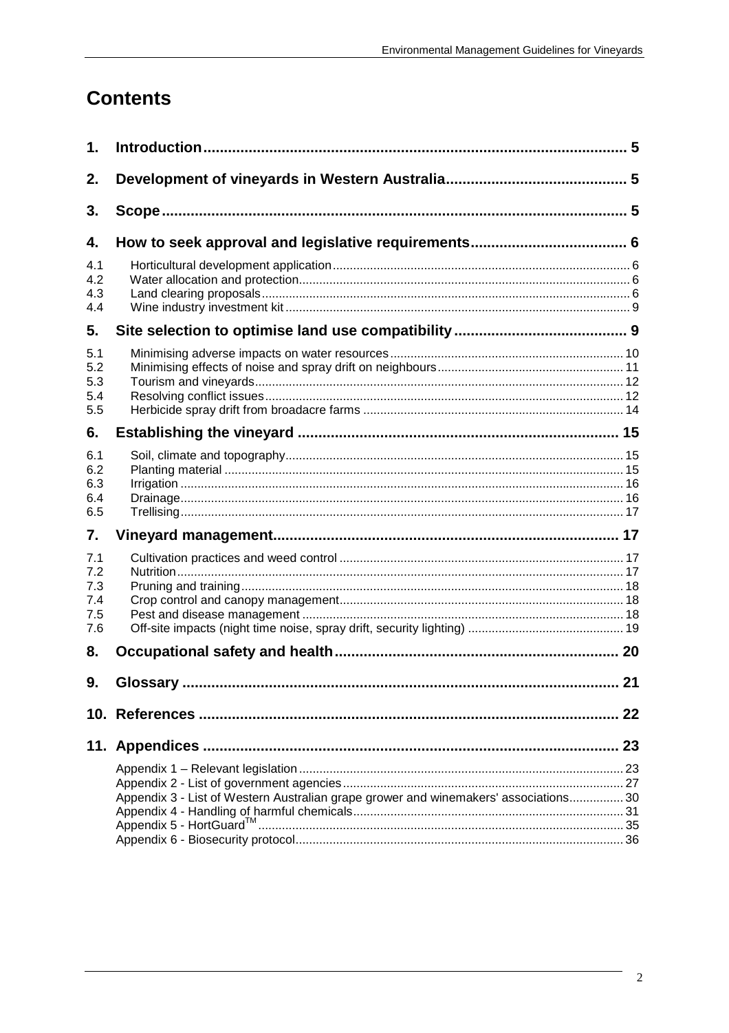# Contents

| | | |
|---|---|---|
| **1.** | **Introduction** | **5** |
| **2.** | **Development of vineyards in Western Australia** | **5** |
| **3.** | **Scope** | **5** |
| **4.** | **How to seek approval and legislative requirements** | **6** |
| 4.1 | Horticultural development application | 6 |
| 4.2 | Water allocation and protection | 6 |
| 4.3 | Land clearing proposals | 6 |
| 4.4 | Wine industry investment kit | 9 |
| **5.** | **Site selection to optimise land use compatibility** | **9** |
| 5.1 | Minimising adverse impacts on water resources | 10 |
| 5.2 | Minimising effects of noise and spray drift on neighbours | 11 |
| 5.3 | Tourism and vineyards | 12 |
| 5.4 | Resolving conflict issues | 12 |
| 5.5 | Herbicide spray drift from broadacre farms | 14 |
| **6.** | **Establishing the vineyard** | **15** |
| 6.1 | Soil, climate and topography | 15 |
| 6.2 | Planting material | 15 |
| 6.3 | Irrigation | 16 |
| 6.4 | Drainage | 16 |
| 6.5 | Trellising | 17 |
| **7.** | **Vineyard management** | **17** |
| 7.1 | Cultivation practices and weed control | 17 |
| 7.2 | Nutrition | 17 |
| 7.3 | Pruning and training | 18 |
| 7.4 | Crop control and canopy management | 18 |
| 7.5 | Pest and disease management | 18 |
| 7.6 | Off-site impacts (night time noise, spray drift, security lighting) | 19 |
| **8.** | **Occupational safety and health** | **20** |
| **9.** | **Glossary** | **21** |
| **10.** | **References** | **22** |
| **11.** | **Appendices** | **23** |
| | Appendix 1 – Relevant legislation | 23 |
| | Appendix 2 - List of government agencies | 27 |
| | Appendix 3 - List of Western Australian grape grower and winemakers' associations | 30 |
| | Appendix 4 - Handling of harmful chemicals | 31 |
| | Appendix 5 - HortGuard™ | 35 |
| | Appendix 6 - Biosecurity protocol | 36 |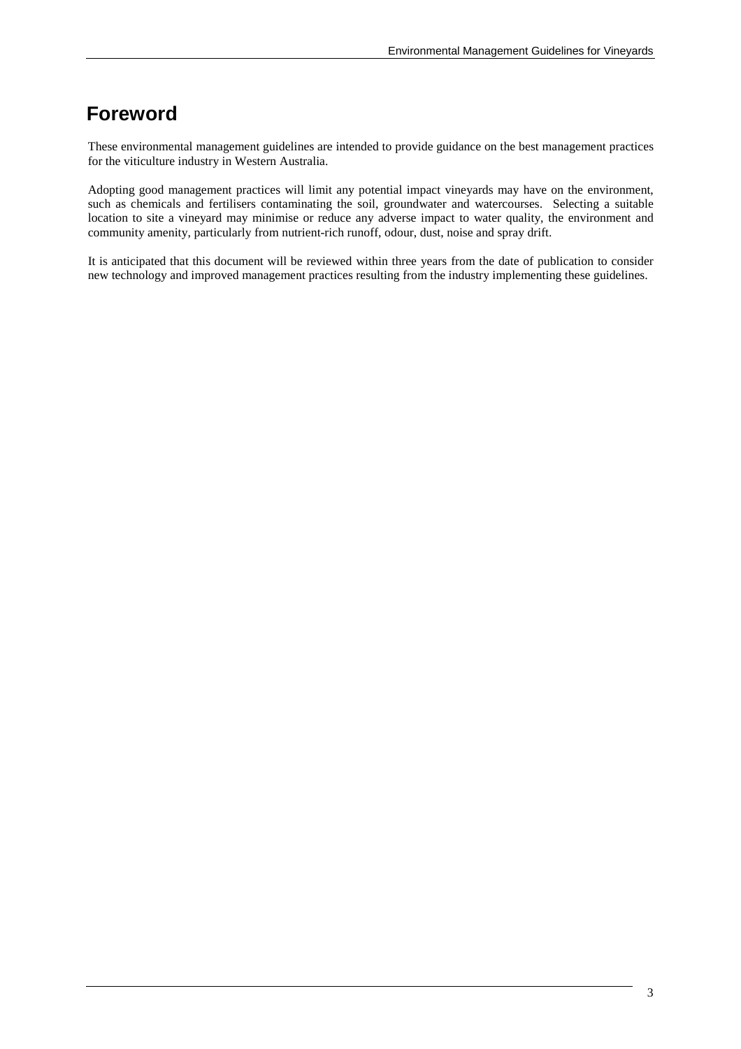# Foreword

These environmental management guidelines are intended to provide guidance on the best management practices for the viticulture industry in Western Australia.

Adopting good management practices will limit any potential impact vineyards may have on the environment, such as chemicals and fertilisers contaminating the soil, groundwater and watercourses. Selecting a suitable location to site a vineyard may minimise or reduce any adverse impact to water quality, the environment and community amenity, particularly from nutrient-rich runoff, odour, dust, noise and spray drift.

It is anticipated that this document will be reviewed within three years from the date of publication to consider new technology and improved management practices resulting from the industry implementing these guidelines.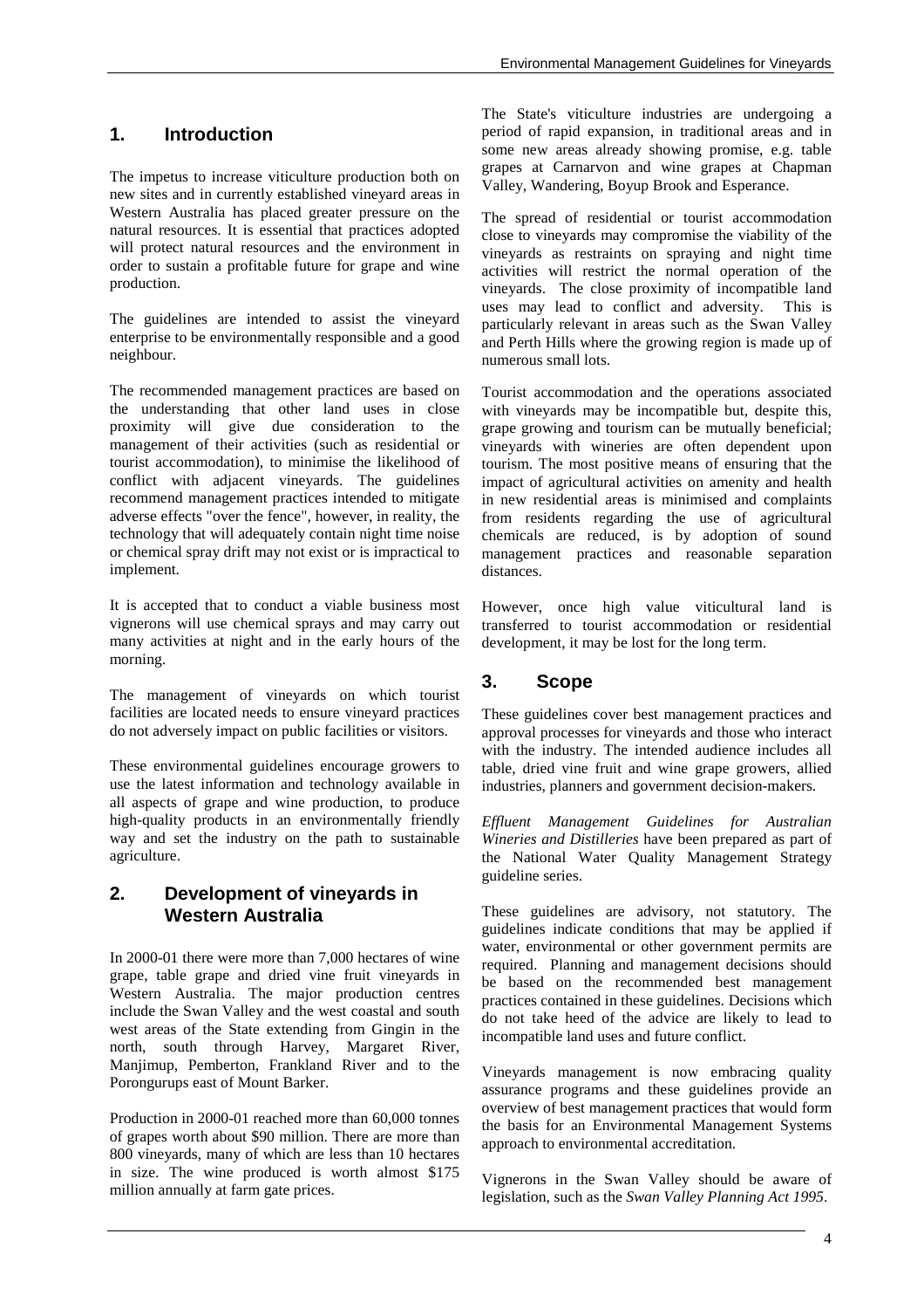## 1. Introduction

The impetus to increase viticulture production both on new sites and in currently established vineyard areas in Western Australia has placed greater pressure on the natural resources. It is essential that practices adopted will protect natural resources and the environment in order to sustain a profitable future for grape and wine production.

The guidelines are intended to assist the vineyard enterprise to be environmentally responsible and a good neighbour.

The recommended management practices are based on the understanding that other land uses in close proximity will give due consideration to the management of their activities (such as residential or tourist accommodation), to minimise the likelihood of conflict with adjacent vineyards. The guidelines recommend management practices intended to mitigate adverse effects "over the fence", however, in reality, the technology that will adequately contain night time noise or chemical spray drift may not exist or is impractical to implement.

It is accepted that to conduct a viable business most vignerons will use chemical sprays and may carry out many activities at night and in the early hours of the morning.

The management of vineyards on which tourist facilities are located needs to ensure vineyard practices do not adversely impact on public facilities or visitors.

These environmental guidelines encourage growers to use the latest information and technology available in all aspects of grape and wine production, to produce high-quality products in an environmentally friendly way and set the industry on the path to sustainable agriculture.

## 2. Development of vineyards in Western Australia

In 2000-01 there were more than 7,000 hectares of wine grape, table grape and dried vine fruit vineyards in Western Australia. The major production centres include the Swan Valley and the west coastal and south west areas of the State extending from Gingin in the north, south through Harvey, Margaret River, Manjimup, Pemberton, Frankland River and to the Porongurups east of Mount Barker.

Production in 2000-01 reached more than 60,000 tonnes of grapes worth about $90 million. There are more than 800 vineyards, many of which are less than 10 hectares in size. The wine produced is worth almost $175 million annually at farm gate prices.

The State's viticulture industries are undergoing a period of rapid expansion, in traditional areas and in some new areas already showing promise, e.g. table grapes at Carnarvon and wine grapes at Chapman Valley, Wandering, Boyup Brook and Esperance.

The spread of residential or tourist accommodation close to vineyards may compromise the viability of the vineyards as restraints on spraying and night time activities will restrict the normal operation of the vineyards. The close proximity of incompatible land uses may lead to conflict and adversity. This is particularly relevant in areas such as the Swan Valley and Perth Hills where the growing region is made up of numerous small lots.

Tourist accommodation and the operations associated with vineyards may be incompatible but, despite this, grape growing and tourism can be mutually beneficial; vineyards with wineries are often dependent upon tourism. The most positive means of ensuring that the impact of agricultural activities on amenity and health in new residential areas is minimised and complaints from residents regarding the use of agricultural chemicals are reduced, is by adoption of sound management practices and reasonable separation distances.

However, once high value viticultural land is transferred to tourist accommodation or residential development, it may be lost for the long term.

## 3. Scope

These guidelines cover best management practices and approval processes for vineyards and those who interact with the industry. The intended audience includes all table, dried vine fruit and wine grape growers, allied industries, planners and government decision-makers.

*Effluent Management Guidelines for Australian Wineries and Distilleries* have been prepared as part of the National Water Quality Management Strategy guideline series.

These guidelines are advisory, not statutory. The guidelines indicate conditions that may be applied if water, environmental or other government permits are required. Planning and management decisions should be based on the recommended best management practices contained in these guidelines. Decisions which do not take heed of the advice are likely to lead to incompatible land uses and future conflict.

Vineyards management is now embracing quality assurance programs and these guidelines provide an overview of best management practices that would form the basis for an Environmental Management Systems approach to environmental accreditation.

Vignerons in the Swan Valley should be aware of legislation, such as the *Swan Valley Planning Act 1995*.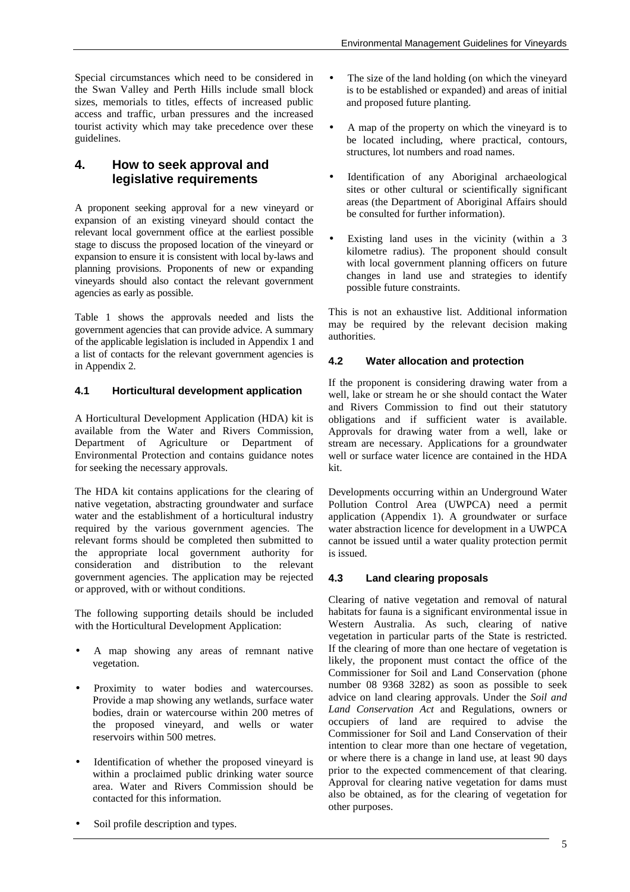Special circumstances which need to be considered in the Swan Valley and Perth Hills include small block sizes, memorials to titles, effects of increased public access and traffic, urban pressures and the increased tourist activity which may take precedence over these guidelines.

## 4. How to seek approval and legislative requirements

A proponent seeking approval for a new vineyard or expansion of an existing vineyard should contact the relevant local government office at the earliest possible stage to discuss the proposed location of the vineyard or expansion to ensure it is consistent with local by-laws and planning provisions. Proponents of new or expanding vineyards should also contact the relevant government agencies as early as possible.

Table 1 shows the approvals needed and lists the government agencies that can provide advice. A summary of the applicable legislation is included in Appendix 1 and a list of contacts for the relevant government agencies is in Appendix 2.

### 4.1 Horticultural development application

A Horticultural Development Application (HDA) kit is available from the Water and Rivers Commission, Department of Agriculture or Department of Environmental Protection and contains guidance notes for seeking the necessary approvals.

The HDA kit contains applications for the clearing of native vegetation, abstracting groundwater and surface water and the establishment of a horticultural industry required by the various government agencies. The relevant forms should be completed then submitted to the appropriate local government authority for consideration and distribution to the relevant government agencies. The application may be rejected or approved, with or without conditions.

The following supporting details should be included with the Horticultural Development Application:

- A map showing any areas of remnant native vegetation.
- Proximity to water bodies and watercourses. Provide a map showing any wetlands, surface water bodies, drain or watercourse within 200 metres of the proposed vineyard, and wells or water reservoirs within 500 metres.
- Identification of whether the proposed vineyard is within a proclaimed public drinking water source area. Water and Rivers Commission should be contacted for this information.
- Soil profile description and types.
- The size of the land holding (on which the vineyard is to be established or expanded) and areas of initial and proposed future planting.
- A map of the property on which the vineyard is to be located including, where practical, contours, structures, lot numbers and road names.
- Identification of any Aboriginal archaeological sites or other cultural or scientifically significant areas (the Department of Aboriginal Affairs should be consulted for further information).
- Existing land uses in the vicinity (within a 3 kilometre radius). The proponent should consult with local government planning officers on future changes in land use and strategies to identify possible future constraints.

This is not an exhaustive list. Additional information may be required by the relevant decision making authorities.

### 4.2 Water allocation and protection

If the proponent is considering drawing water from a well, lake or stream he or she should contact the Water and Rivers Commission to find out their statutory obligations and if sufficient water is available. Approvals for drawing water from a well, lake or stream are necessary. Applications for a groundwater well or surface water licence are contained in the HDA kit.

Developments occurring within an Underground Water Pollution Control Area (UWPCA) need a permit application (Appendix 1). A groundwater or surface water abstraction licence for development in a UWPCA cannot be issued until a water quality protection permit is issued.

### 4.3 Land clearing proposals

Clearing of native vegetation and removal of natural habitats for fauna is a significant environmental issue in Western Australia. As such, clearing of native vegetation in particular parts of the State is restricted. If the clearing of more than one hectare of vegetation is likely, the proponent must contact the office of the Commissioner for Soil and Land Conservation (phone number 08 9368 3282) as soon as possible to seek advice on land clearing approvals. Under the *Soil and Land Conservation Act* and Regulations, owners or occupiers of land are required to advise the Commissioner for Soil and Land Conservation of their intention to clear more than one hectare of vegetation, or where there is a change in land use, at least 90 days prior to the expected commencement of that clearing. Approval for clearing native vegetation for dams must also be obtained, as for the clearing of vegetation for other purposes.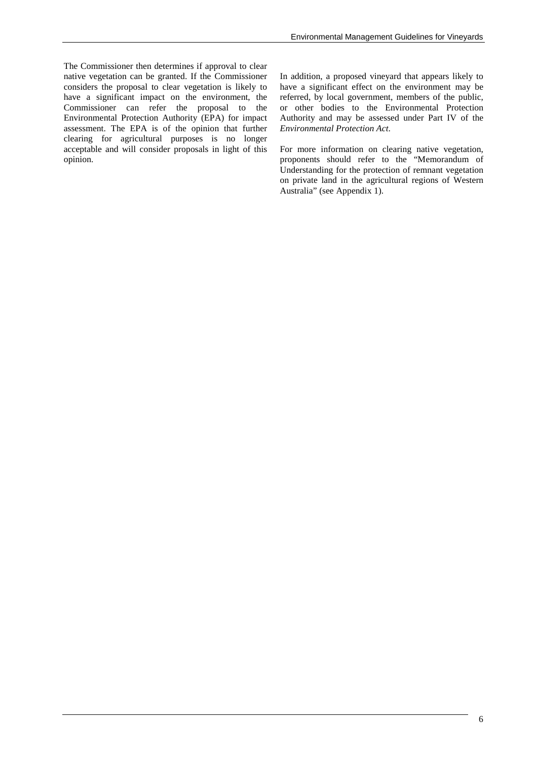The Commissioner then determines if approval to clear native vegetation can be granted. If the Commissioner considers the proposal to clear vegetation is likely to have a significant impact on the environment, the Commissioner can refer the proposal to the Environmental Protection Authority (EPA) for impact assessment. The EPA is of the opinion that further clearing for agricultural purposes is no longer acceptable and will consider proposals in light of this opinion.

In addition, a proposed vineyard that appears likely to have a significant effect on the environment may be referred, by local government, members of the public, or other bodies to the Environmental Protection Authority and may be assessed under Part IV of the *Environmental Protection Act*.

For more information on clearing native vegetation, proponents should refer to the "Memorandum of Understanding for the protection of remnant vegetation on private land in the agricultural regions of Western Australia" (see Appendix 1).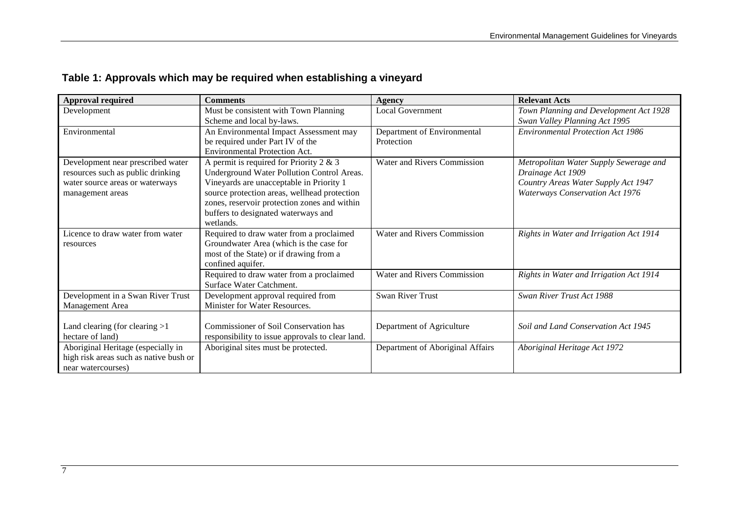## Table 1: Approvals which may be required when establishing a vineyard

| Approval required | Comments | Agency | Relevant Acts |
|---|---|---|---|
| Development | Must be consistent with Town Planning Scheme and local by-laws. | Local Government | *Town Planning and Development Act 1928*<br>*Swan Valley Planning Act 1995* |
| Environmental | An Environmental Impact Assessment may be required under Part IV of the Environmental Protection Act. | Department of Environmental Protection | *Environmental Protection Act 1986* |
| Development near prescribed water resources such as public drinking water source areas or waterways management areas | A permit is required for Priority 2 & 3 Underground Water Pollution Control Areas. Vineyards are unacceptable in Priority 1 source protection areas, wellhead protection zones, reservoir protection zones and within buffers to designated waterways and wetlands. | Water and Rivers Commission | *Metropolitan Water Supply Sewerage and Drainage Act 1909*<br>*Country Areas Water Supply Act 1947*<br>*Waterways Conservation Act 1976* |
| Licence to draw water from water resources | Required to draw water from a proclaimed Groundwater Area (which is the case for most of the State) or if drawing from a confined aquifer. | Water and Rivers Commission | *Rights in Water and Irrigation Act 1914* |
| | Required to draw water from a proclaimed Surface Water Catchment. | Water and Rivers Commission | *Rights in Water and Irrigation Act 1914* |
| Development in a Swan River Trust Management Area | Development approval required from Minister for Water Resources. | Swan River Trust | *Swan River Trust Act 1988* |
| Land clearing (for clearing >1 hectare of land) | Commissioner of Soil Conservation has responsibility to issue approvals to clear land. | Department of Agriculture | *Soil and Land Conservation Act 1945* |
| Aboriginal Heritage (especially in high risk areas such as native bush or near watercourses) | Aboriginal sites must be protected. | Department of Aboriginal Affairs | *Aboriginal Heritage Act 1972* |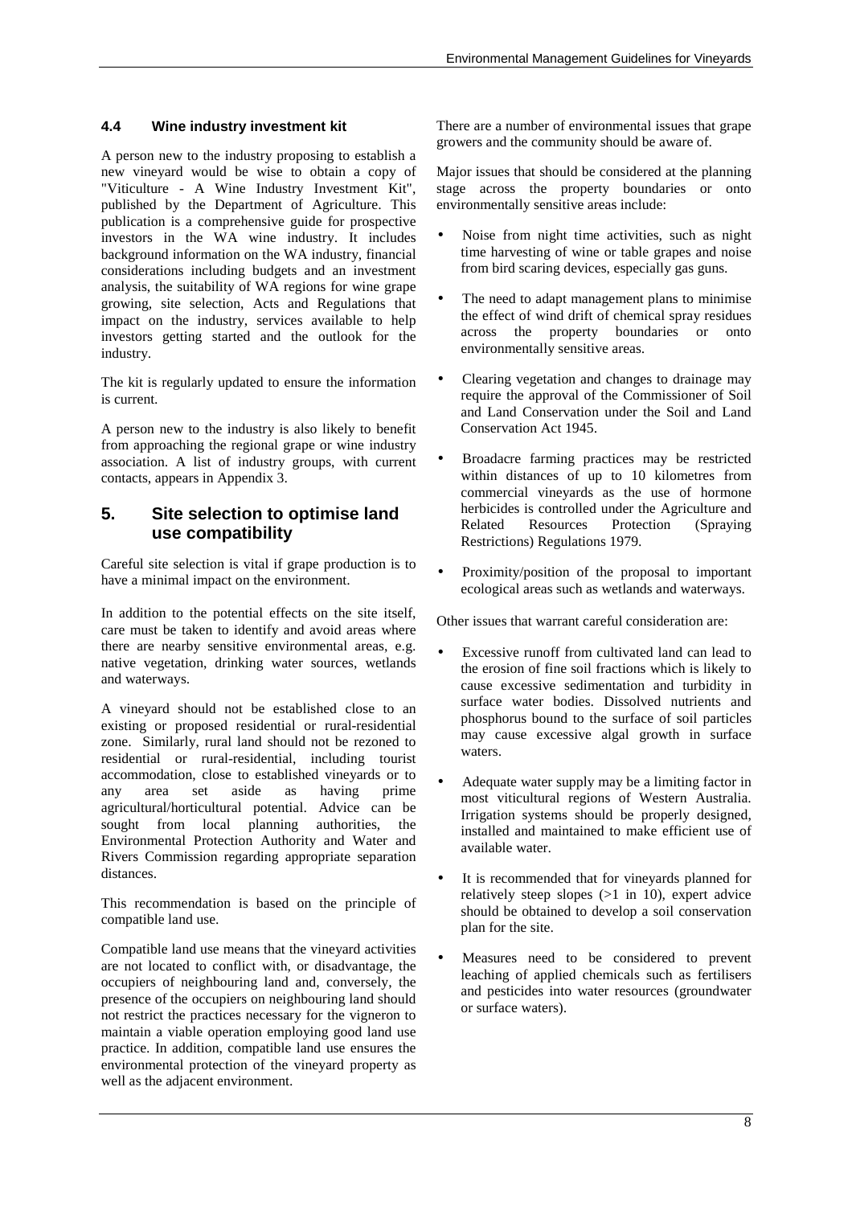### 4.4 Wine industry investment kit

A person new to the industry proposing to establish a new vineyard would be wise to obtain a copy of "Viticulture - A Wine Industry Investment Kit", published by the Department of Agriculture. This publication is a comprehensive guide for prospective investors in the WA wine industry. It includes background information on the WA industry, financial considerations including budgets and an investment analysis, the suitability of WA regions for wine grape growing, site selection, Acts and Regulations that impact on the industry, services available to help investors getting started and the outlook for the industry.

The kit is regularly updated to ensure the information is current.

A person new to the industry is also likely to benefit from approaching the regional grape or wine industry association. A list of industry groups, with current contacts, appears in Appendix 3.

## 5. Site selection to optimise land use compatibility

Careful site selection is vital if grape production is to have a minimal impact on the environment.

In addition to the potential effects on the site itself, care must be taken to identify and avoid areas where there are nearby sensitive environmental areas, e.g. native vegetation, drinking water sources, wetlands and waterways.

A vineyard should not be established close to an existing or proposed residential or rural-residential zone. Similarly, rural land should not be rezoned to residential or rural-residential, including tourist accommodation, close to established vineyards or to any area set aside as having prime agricultural/horticultural potential. Advice can be sought from local planning authorities, the Environmental Protection Authority and Water and Rivers Commission regarding appropriate separation distances.

This recommendation is based on the principle of compatible land use.

Compatible land use means that the vineyard activities are not located to conflict with, or disadvantage, the occupiers of neighbouring land and, conversely, the presence of the occupiers on neighbouring land should not restrict the practices necessary for the vigneron to maintain a viable operation employing good land use practice. In addition, compatible land use ensures the environmental protection of the vineyard property as well as the adjacent environment.

There are a number of environmental issues that grape growers and the community should be aware of.

Major issues that should be considered at the planning stage across the property boundaries or onto environmentally sensitive areas include:

- Noise from night time activities, such as night time harvesting of wine or table grapes and noise from bird scaring devices, especially gas guns.
- The need to adapt management plans to minimise the effect of wind drift of chemical spray residues across the property boundaries or onto environmentally sensitive areas.
- Clearing vegetation and changes to drainage may require the approval of the Commissioner of Soil and Land Conservation under the Soil and Land Conservation Act 1945.
- Broadacre farming practices may be restricted within distances of up to 10 kilometres from commercial vineyards as the use of hormone herbicides is controlled under the Agriculture and Related Resources Protection (Spraying Restrictions) Regulations 1979.
- Proximity/position of the proposal to important ecological areas such as wetlands and waterways.

Other issues that warrant careful consideration are:

- Excessive runoff from cultivated land can lead to the erosion of fine soil fractions which is likely to cause excessive sedimentation and turbidity in surface water bodies. Dissolved nutrients and phosphorus bound to the surface of soil particles may cause excessive algal growth in surface waters.
- Adequate water supply may be a limiting factor in most viticultural regions of Western Australia. Irrigation systems should be properly designed, installed and maintained to make efficient use of available water.
- It is recommended that for vineyards planned for relatively steep slopes (>1 in 10), expert advice should be obtained to develop a soil conservation plan for the site.
- Measures need to be considered to prevent leaching of applied chemicals such as fertilisers and pesticides into water resources (groundwater or surface waters).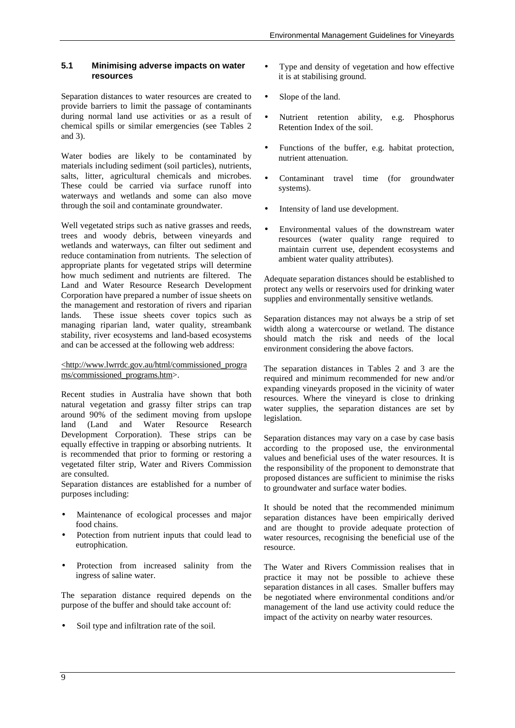### 5.1 Minimising adverse impacts on water resources

Separation distances to water resources are created to provide barriers to limit the passage of contaminants during normal land use activities or as a result of chemical spills or similar emergencies (see Tables 2 and 3).

Water bodies are likely to be contaminated by materials including sediment (soil particles), nutrients, salts, litter, agricultural chemicals and microbes. These could be carried via surface runoff into waterways and wetlands and some can also move through the soil and contaminate groundwater.

Well vegetated strips such as native grasses and reeds, trees and woody debris, between vineyards and wetlands and waterways, can filter out sediment and reduce contamination from nutrients. The selection of appropriate plants for vegetated strips will determine how much sediment and nutrients are filtered. The Land and Water Resource Research Development Corporation have prepared a number of issue sheets on the management and restoration of rivers and riparian lands. These issue sheets cover topics such as managing riparian land, water quality, streambank stability, river ecosystems and land-based ecosystems and can be accessed at the following web address:

<http://www.lwrrdc.gov.au/html/commissioned_programs/commissioned_programs.htm>.

Recent studies in Australia have shown that both natural vegetation and grassy filter strips can trap around 90% of the sediment moving from upslope land (Land and Water Resource Research Development Corporation). These strips can be equally effective in trapping or absorbing nutrients. It is recommended that prior to forming or restoring a vegetated filter strip, Water and Rivers Commission are consulted.

Separation distances are established for a number of purposes including:

- Maintenance of ecological processes and major food chains.
- Potection from nutrient inputs that could lead to eutrophication.
- Protection from increased salinity from the ingress of saline water.

The separation distance required depends on the purpose of the buffer and should take account of:

- Soil type and infiltration rate of the soil.
- Type and density of vegetation and how effective it is at stabilising ground.
- Slope of the land.
- Nutrient retention ability, e.g. Phosphorus Retention Index of the soil.
- Functions of the buffer, e.g. habitat protection, nutrient attenuation.
- Contaminant travel time (for groundwater systems).
- Intensity of land use development.
- Environmental values of the downstream water resources (water quality range required to maintain current use, dependent ecosystems and ambient water quality attributes).

Adequate separation distances should be established to protect any wells or reservoirs used for drinking water supplies and environmentally sensitive wetlands.

Separation distances may not always be a strip of set width along a watercourse or wetland. The distance should match the risk and needs of the local environment considering the above factors.

The separation distances in Tables 2 and 3 are the required and minimum recommended for new and/or expanding vineyards proposed in the vicinity of water resources. Where the vineyard is close to drinking water supplies, the separation distances are set by legislation.

Separation distances may vary on a case by case basis according to the proposed use, the environmental values and beneficial uses of the water resources. It is the responsibility of the proponent to demonstrate that proposed distances are sufficient to minimise the risks to groundwater and surface water bodies.

It should be noted that the recommended minimum separation distances have been empirically derived and are thought to provide adequate protection of water resources, recognising the beneficial use of the resource.

The Water and Rivers Commission realises that in practice it may not be possible to achieve these separation distances in all cases. Smaller buffers may be negotiated where environmental conditions and/or management of the land use activity could reduce the impact of the activity on nearby water resources.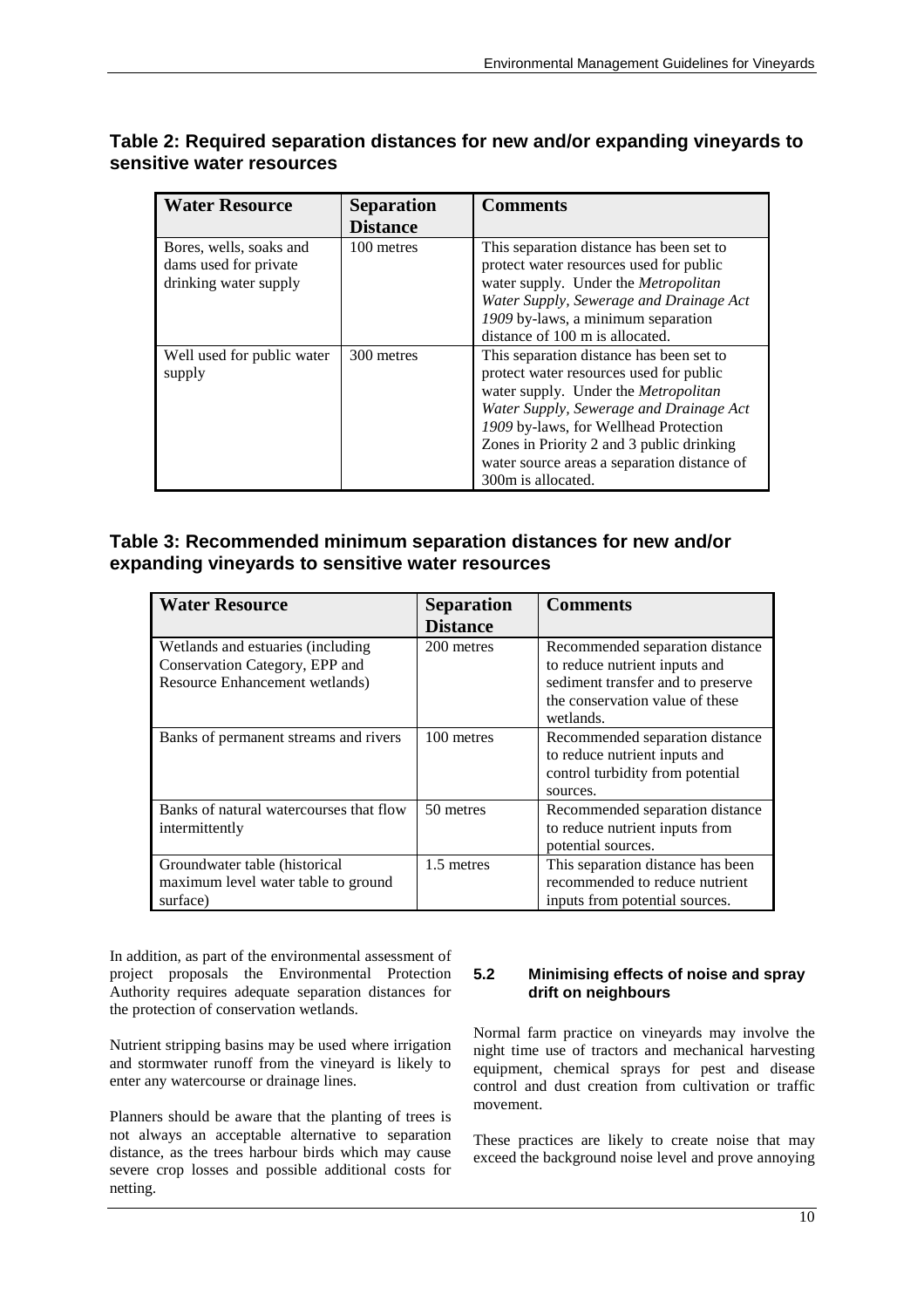## Table 2: Required separation distances for new and/or expanding vineyards to sensitive water resources

| Water Resource | Separation Distance | Comments |
|---|---|---|
| Bores, wells, soaks and dams used for private drinking water supply | 100 metres | This separation distance has been set to protect water resources used for public water supply. Under the *Metropolitan Water Supply, Sewerage and Drainage Act 1909* by-laws, a minimum separation distance of 100 m is allocated. |
| Well used for public water supply | 300 metres | This separation distance has been set to protect water resources used for public water supply. Under the *Metropolitan Water Supply, Sewerage and Drainage Act 1909* by-laws, for Wellhead Protection Zones in Priority 2 and 3 public drinking water source areas a separation distance of 300m is allocated. |

## Table 3: Recommended minimum separation distances for new and/or expanding vineyards to sensitive water resources

| Water Resource | Separation Distance | Comments |
|---|---|---|
| Wetlands and estuaries (including Conservation Category, EPP and Resource Enhancement wetlands) | 200 metres | Recommended separation distance to reduce nutrient inputs and sediment transfer and to preserve the conservation value of these wetlands. |
| Banks of permanent streams and rivers | 100 metres | Recommended separation distance to reduce nutrient inputs and control turbidity from potential sources. |
| Banks of natural watercourses that flow intermittently | 50 metres | Recommended separation distance to reduce nutrient inputs from potential sources. |
| Groundwater table (historical maximum level water table to ground surface) | 1.5 metres | This separation distance has been recommended to reduce nutrient inputs from potential sources. |

In addition, as part of the environmental assessment of project proposals the Environmental Protection Authority requires adequate separation distances for the protection of conservation wetlands.

Nutrient stripping basins may be used where irrigation and stormwater runoff from the vineyard is likely to enter any watercourse or drainage lines.

Planners should be aware that the planting of trees is not always an acceptable alternative to separation distance, as the trees harbour birds which may cause severe crop losses and possible additional costs for netting.

### 5.2 Minimising effects of noise and spray drift on neighbours

Normal farm practice on vineyards may involve the night time use of tractors and mechanical harvesting equipment, chemical sprays for pest and disease control and dust creation from cultivation or traffic movement.

These practices are likely to create noise that may exceed the background noise level and prove annoying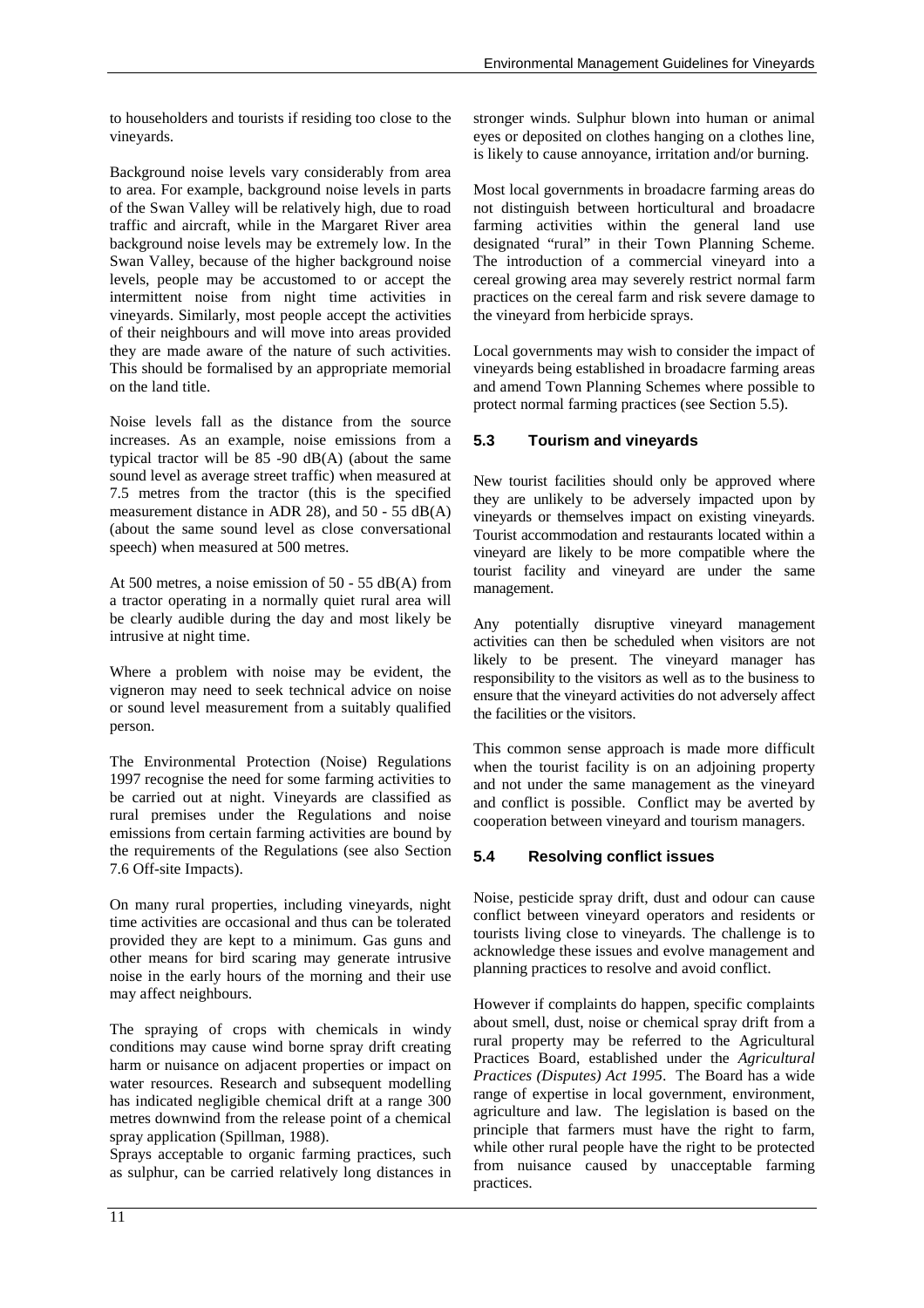to householders and tourists if residing too close to the vineyards.

Background noise levels vary considerably from area to area. For example, background noise levels in parts of the Swan Valley will be relatively high, due to road traffic and aircraft, while in the Margaret River area background noise levels may be extremely low. In the Swan Valley, because of the higher background noise levels, people may be accustomed to or accept the intermittent noise from night time activities in vineyards. Similarly, most people accept the activities of their neighbours and will move into areas provided they are made aware of the nature of such activities. This should be formalised by an appropriate memorial on the land title.

Noise levels fall as the distance from the source increases. As an example, noise emissions from a typical tractor will be 85 -90 dB(A) (about the same sound level as average street traffic) when measured at 7.5 metres from the tractor (this is the specified measurement distance in ADR 28), and 50 - 55 dB(A) (about the same sound level as close conversational speech) when measured at 500 metres.

At 500 metres, a noise emission of 50 - 55 dB(A) from a tractor operating in a normally quiet rural area will be clearly audible during the day and most likely be intrusive at night time.

Where a problem with noise may be evident, the vigneron may need to seek technical advice on noise or sound level measurement from a suitably qualified person.

The Environmental Protection (Noise) Regulations 1997 recognise the need for some farming activities to be carried out at night. Vineyards are classified as rural premises under the Regulations and noise emissions from certain farming activities are bound by the requirements of the Regulations (see also Section 7.6 Off-site Impacts).

On many rural properties, including vineyards, night time activities are occasional and thus can be tolerated provided they are kept to a minimum. Gas guns and other means for bird scaring may generate intrusive noise in the early hours of the morning and their use may affect neighbours.

The spraying of crops with chemicals in windy conditions may cause wind borne spray drift creating harm or nuisance on adjacent properties or impact on water resources. Research and subsequent modelling has indicated negligible chemical drift at a range 300 metres downwind from the release point of a chemical spray application (Spillman, 1988).

Sprays acceptable to organic farming practices, such as sulphur, can be carried relatively long distances in stronger winds. Sulphur blown into human or animal eyes or deposited on clothes hanging on a clothes line, is likely to cause annoyance, irritation and/or burning.

Most local governments in broadacre farming areas do not distinguish between horticultural and broadacre farming activities within the general land use designated "rural" in their Town Planning Scheme. The introduction of a commercial vineyard into a cereal growing area may severely restrict normal farm practices on the cereal farm and risk severe damage to the vineyard from herbicide sprays.

Local governments may wish to consider the impact of vineyards being established in broadacre farming areas and amend Town Planning Schemes where possible to protect normal farming practices (see Section 5.5).

### 5.3 Tourism and vineyards

New tourist facilities should only be approved where they are unlikely to be adversely impacted upon by vineyards or themselves impact on existing vineyards. Tourist accommodation and restaurants located within a vineyard are likely to be more compatible where the tourist facility and vineyard are under the same management.

Any potentially disruptive vineyard management activities can then be scheduled when visitors are not likely to be present. The vineyard manager has responsibility to the visitors as well as to the business to ensure that the vineyard activities do not adversely affect the facilities or the visitors.

This common sense approach is made more difficult when the tourist facility is on an adjoining property and not under the same management as the vineyard and conflict is possible. Conflict may be averted by cooperation between vineyard and tourism managers.

### 5.4 Resolving conflict issues

Noise, pesticide spray drift, dust and odour can cause conflict between vineyard operators and residents or tourists living close to vineyards. The challenge is to acknowledge these issues and evolve management and planning practices to resolve and avoid conflict.

However if complaints do happen, specific complaints about smell, dust, noise or chemical spray drift from a rural property may be referred to the Agricultural Practices Board, established under the *Agricultural Practices (Disputes) Act 1995*. The Board has a wide range of expertise in local government, environment, agriculture and law. The legislation is based on the principle that farmers must have the right to farm, while other rural people have the right to be protected from nuisance caused by unacceptable farming practices.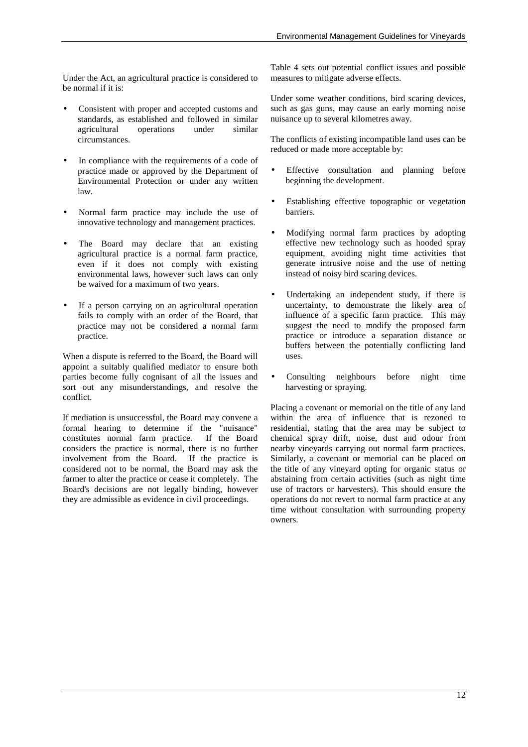Under the Act, an agricultural practice is considered to be normal if it is:

- Consistent with proper and accepted customs and standards, as established and followed in similar agricultural operations under similar circumstances.
- In compliance with the requirements of a code of practice made or approved by the Department of Environmental Protection or under any written law.
- Normal farm practice may include the use of innovative technology and management practices.
- The Board may declare that an existing agricultural practice is a normal farm practice, even if it does not comply with existing environmental laws, however such laws can only be waived for a maximum of two years.
- If a person carrying on an agricultural operation fails to comply with an order of the Board, that practice may not be considered a normal farm practice.

When a dispute is referred to the Board, the Board will appoint a suitably qualified mediator to ensure both parties become fully cognisant of all the issues and sort out any misunderstandings, and resolve the conflict.

If mediation is unsuccessful, the Board may convene a formal hearing to determine if the "nuisance" constitutes normal farm practice. If the Board considers the practice is normal, there is no further involvement from the Board. If the practice is considered not to be normal, the Board may ask the farmer to alter the practice or cease it completely. The Board's decisions are not legally binding, however they are admissible as evidence in civil proceedings.

Table 4 sets out potential conflict issues and possible measures to mitigate adverse effects.

Under some weather conditions, bird scaring devices, such as gas guns, may cause an early morning noise nuisance up to several kilometres away.

The conflicts of existing incompatible land uses can be reduced or made more acceptable by:

- Effective consultation and planning before beginning the development.
- Establishing effective topographic or vegetation barriers.
- Modifying normal farm practices by adopting effective new technology such as hooded spray equipment, avoiding night time activities that generate intrusive noise and the use of netting instead of noisy bird scaring devices.
- Undertaking an independent study, if there is uncertainty, to demonstrate the likely area of influence of a specific farm practice. This may suggest the need to modify the proposed farm practice or introduce a separation distance or buffers between the potentially conflicting land uses.
- Consulting neighbours before night time harvesting or spraying.

Placing a covenant or memorial on the title of any land within the area of influence that is rezoned to residential, stating that the area may be subject to chemical spray drift, noise, dust and odour from nearby vineyards carrying out normal farm practices. Similarly, a covenant or memorial can be placed on the title of any vineyard opting for organic status or abstaining from certain activities (such as night time use of tractors or harvesters). This should ensure the operations do not revert to normal farm practice at any time without consultation with surrounding property owners.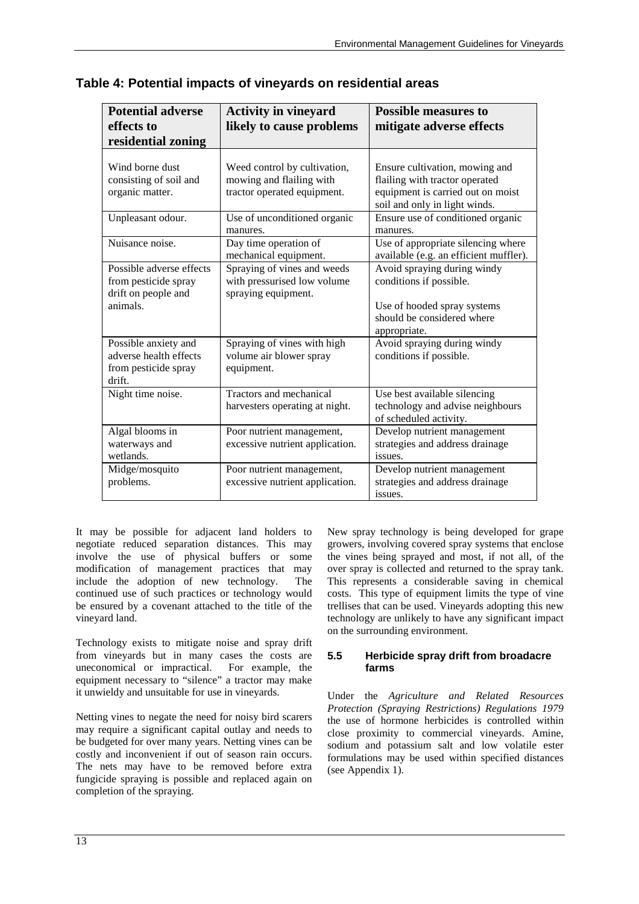## Table 4: Potential impacts of vineyards on residential areas

| Potential adverse effects to residential zoning | Activity in vineyard likely to cause problems | Possible measures to mitigate adverse effects |
|---|---|---|
| Wind borne dust consisting of soil and organic matter. | Weed control by cultivation, mowing and flailing with tractor operated equipment. | Ensure cultivation, mowing and flailing with tractor operated equipment is carried out on moist soil and only in light winds. |
| Unpleasant odour. | Use of unconditioned organic manures. | Ensure use of conditioned organic manures. |
| Nuisance noise. | Day time operation of mechanical equipment. | Use of appropriate silencing where available (e.g. an efficient muffler). |
| Possible adverse effects from pesticide spray drift on people and animals. | Spraying of vines and weeds with pressurised low volume spraying equipment. | Avoid spraying during windy conditions if possible.<br><br>Use of hooded spray systems should be considered where appropriate. |
| Possible anxiety and adverse health effects from pesticide spray drift. | Spraying of vines with high volume air blower spray equipment. | Avoid spraying during windy conditions if possible. |
| Night time noise. | Tractors and mechanical harvesters operating at night. | Use best available silencing technology and advise neighbours of scheduled activity. |
| Algal blooms in waterways and wetlands. | Poor nutrient management, excessive nutrient application. | Develop nutrient management strategies and address drainage issues. |
| Midge/mosquito problems. | Poor nutrient management, excessive nutrient application. | Develop nutrient management strategies and address drainage issues. |

It may be possible for adjacent land holders to negotiate reduced separation distances. This may involve the use of physical buffers or some modification of management practices that may include the adoption of new technology. The continued use of such practices or technology would be ensured by a covenant attached to the title of the vineyard land.

Technology exists to mitigate noise and spray drift from vineyards but in many cases the costs are uneconomical or impractical. For example, the equipment necessary to "silence" a tractor may make it unwieldy and unsuitable for use in vineyards.

Netting vines to negate the need for noisy bird scarers may require a significant capital outlay and needs to be budgeted for over many years. Netting vines can be costly and inconvenient if out of season rain occurs. The nets may have to be removed before extra fungicide spraying is possible and replaced again on completion of the spraying.

New spray technology is being developed for grape growers, involving covered spray systems that enclose the vines being sprayed and most, if not all, of the over spray is collected and returned to the spray tank. This represents a considerable saving in chemical costs. This type of equipment limits the type of vine trellises that can be used. Vineyards adopting this new technology are unlikely to have any significant impact on the surrounding environment.

### 5.5 Herbicide spray drift from broadacre farms

Under the *Agriculture and Related Resources Protection (Spraying Restrictions) Regulations 1979* the use of hormone herbicides is controlled within close proximity to commercial vineyards. Amine, sodium and potassium salt and low volatile ester formulations may be used within specified distances (see Appendix 1).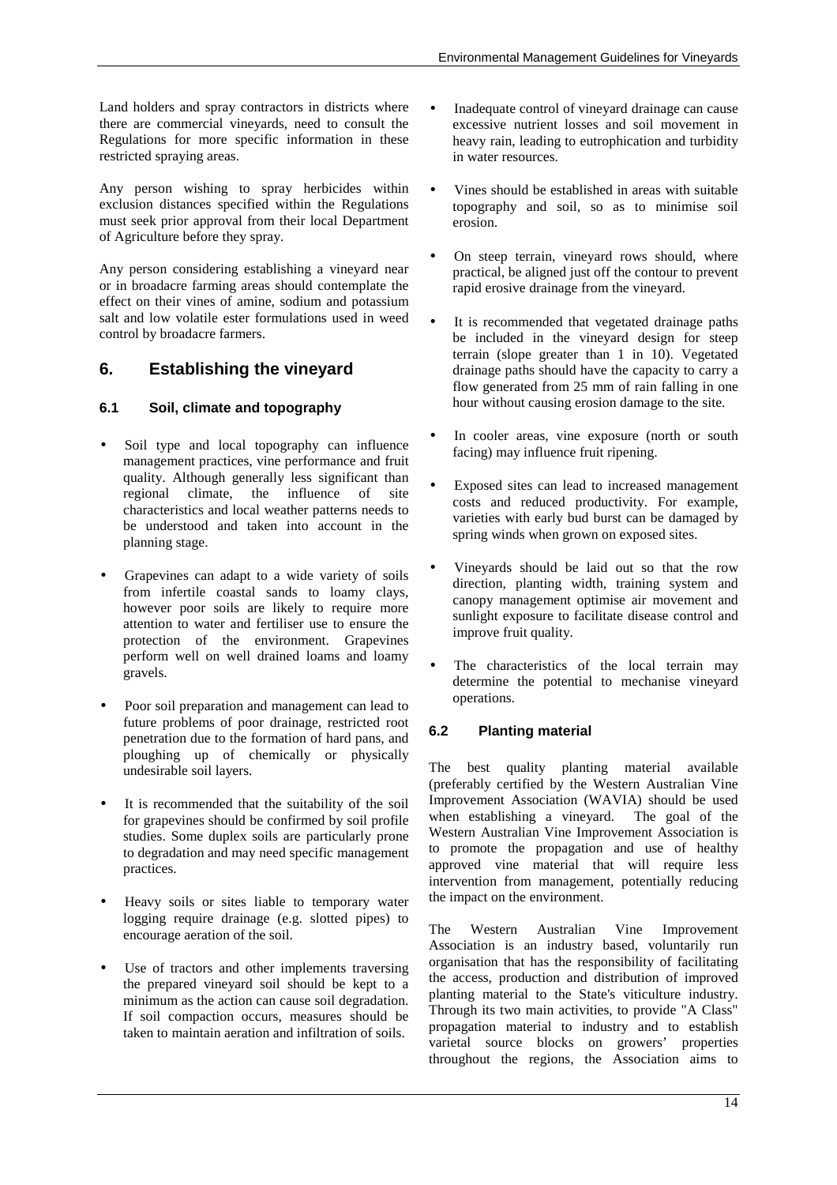Land holders and spray contractors in districts where there are commercial vineyards, need to consult the Regulations for more specific information in these restricted spraying areas.

Any person wishing to spray herbicides within exclusion distances specified within the Regulations must seek prior approval from their local Department of Agriculture before they spray.

Any person considering establishing a vineyard near or in broadacre farming areas should contemplate the effect on their vines of amine, sodium and potassium salt and low volatile ester formulations used in weed control by broadacre farmers.

## 6. Establishing the vineyard

### 6.1 Soil, climate and topography

- Soil type and local topography can influence management practices, vine performance and fruit quality. Although generally less significant than regional climate, the influence of site characteristics and local weather patterns needs to be understood and taken into account in the planning stage.
- Grapevines can adapt to a wide variety of soils from infertile coastal sands to loamy clays, however poor soils are likely to require more attention to water and fertiliser use to ensure the protection of the environment. Grapevines perform well on well drained loams and loamy gravels.
- Poor soil preparation and management can lead to future problems of poor drainage, restricted root penetration due to the formation of hard pans, and ploughing up of chemically or physically undesirable soil layers.
- It is recommended that the suitability of the soil for grapevines should be confirmed by soil profile studies. Some duplex soils are particularly prone to degradation and may need specific management practices.
- Heavy soils or sites liable to temporary water logging require drainage (e.g. slotted pipes) to encourage aeration of the soil.
- Use of tractors and other implements traversing the prepared vineyard soil should be kept to a minimum as the action can cause soil degradation. If soil compaction occurs, measures should be taken to maintain aeration and infiltration of soils.
- Inadequate control of vineyard drainage can cause excessive nutrient losses and soil movement in heavy rain, leading to eutrophication and turbidity in water resources.
- Vines should be established in areas with suitable topography and soil, so as to minimise soil erosion.
- On steep terrain, vineyard rows should, where practical, be aligned just off the contour to prevent rapid erosive drainage from the vineyard.
- It is recommended that vegetated drainage paths be included in the vineyard design for steep terrain (slope greater than 1 in 10). Vegetated drainage paths should have the capacity to carry a flow generated from 25 mm of rain falling in one hour without causing erosion damage to the site.
- In cooler areas, vine exposure (north or south facing) may influence fruit ripening.
- Exposed sites can lead to increased management costs and reduced productivity. For example, varieties with early bud burst can be damaged by spring winds when grown on exposed sites.
- Vineyards should be laid out so that the row direction, planting width, training system and canopy management optimise air movement and sunlight exposure to facilitate disease control and improve fruit quality.
- The characteristics of the local terrain may determine the potential to mechanise vineyard operations.

### 6.2 Planting material

The best quality planting material available (preferably certified by the Western Australian Vine Improvement Association (WAVIA) should be used when establishing a vineyard. The goal of the Western Australian Vine Improvement Association is to promote the propagation and use of healthy approved vine material that will require less intervention from management, potentially reducing the impact on the environment.

The Western Australian Vine Improvement Association is an industry based, voluntarily run organisation that has the responsibility of facilitating the access, production and distribution of improved planting material to the State's viticulture industry. Through its two main activities, to provide "A Class" propagation material to industry and to establish varietal source blocks on growers' properties throughout the regions, the Association aims to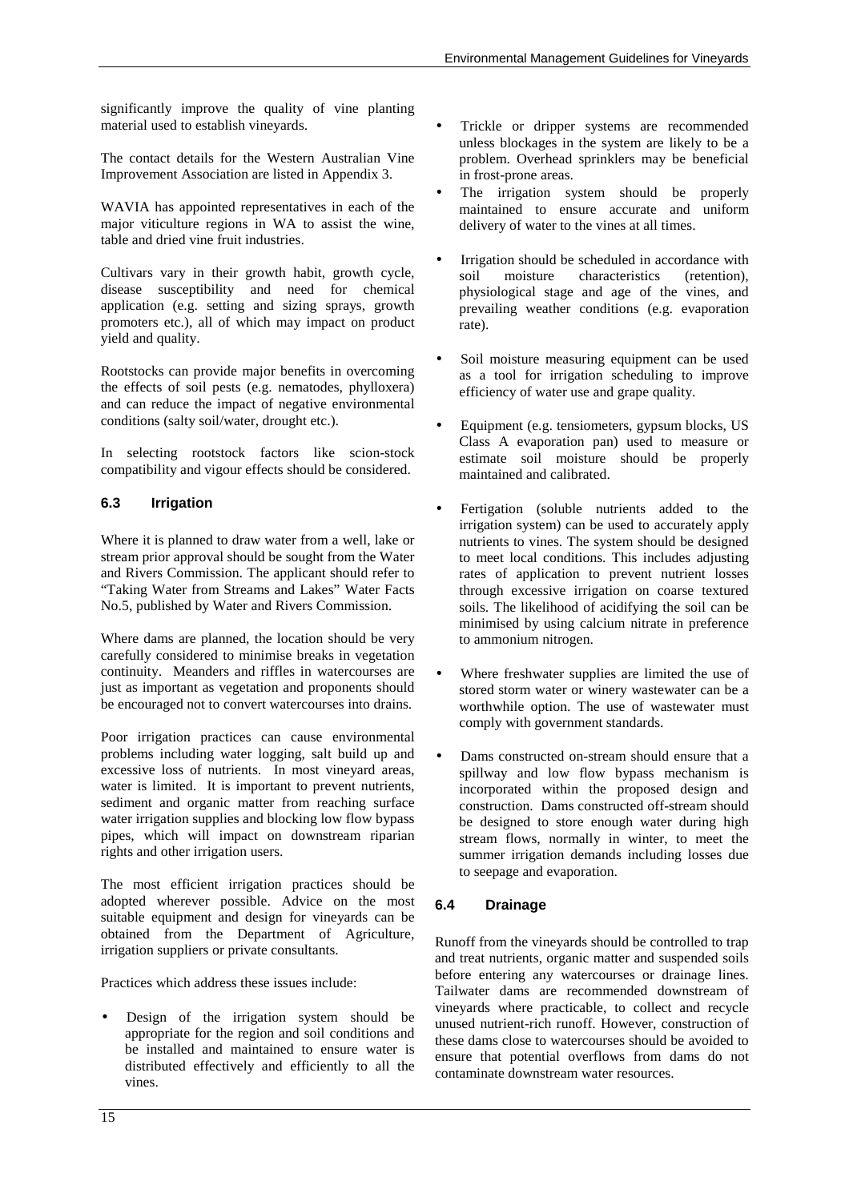significantly improve the quality of vine planting material used to establish vineyards.

The contact details for the Western Australian Vine Improvement Association are listed in Appendix 3.

WAVIA has appointed representatives in each of the major viticulture regions in WA to assist the wine, table and dried vine fruit industries.

Cultivars vary in their growth habit, growth cycle, disease susceptibility and need for chemical application (e.g. setting and sizing sprays, growth promoters etc.), all of which may impact on product yield and quality.

Rootstocks can provide major benefits in overcoming the effects of soil pests (e.g. nematodes, phylloxera) and can reduce the impact of negative environmental conditions (salty soil/water, drought etc.).

In selecting rootstock factors like scion-stock compatibility and vigour effects should be considered.

### 6.3 Irrigation

Where it is planned to draw water from a well, lake or stream prior approval should be sought from the Water and Rivers Commission. The applicant should refer to "Taking Water from Streams and Lakes" Water Facts No.5, published by Water and Rivers Commission.

Where dams are planned, the location should be very carefully considered to minimise breaks in vegetation continuity. Meanders and riffles in watercourses are just as important as vegetation and proponents should be encouraged not to convert watercourses into drains.

Poor irrigation practices can cause environmental problems including water logging, salt build up and excessive loss of nutrients. In most vineyard areas, water is limited. It is important to prevent nutrients, sediment and organic matter from reaching surface water irrigation supplies and blocking low flow bypass pipes, which will impact on downstream riparian rights and other irrigation users.

The most efficient irrigation practices should be adopted wherever possible. Advice on the most suitable equipment and design for vineyards can be obtained from the Department of Agriculture, irrigation suppliers or private consultants.

Practices which address these issues include:

- Design of the irrigation system should be appropriate for the region and soil conditions and be installed and maintained to ensure water is distributed effectively and efficiently to all the vines.
- Trickle or dripper systems are recommended unless blockages in the system are likely to be a problem. Overhead sprinklers may be beneficial in frost-prone areas.
- The irrigation system should be properly maintained to ensure accurate and uniform delivery of water to the vines at all times.
- Irrigation should be scheduled in accordance with soil moisture characteristics (retention), physiological stage and age of the vines, and prevailing weather conditions (e.g. evaporation rate).
- Soil moisture measuring equipment can be used as a tool for irrigation scheduling to improve efficiency of water use and grape quality.
- Equipment (e.g. tensiometers, gypsum blocks, US Class A evaporation pan) used to measure or estimate soil moisture should be properly maintained and calibrated.
- Fertigation (soluble nutrients added to the irrigation system) can be used to accurately apply nutrients to vines. The system should be designed to meet local conditions. This includes adjusting rates of application to prevent nutrient losses through excessive irrigation on coarse textured soils. The likelihood of acidifying the soil can be minimised by using calcium nitrate in preference to ammonium nitrogen.
- Where freshwater supplies are limited the use of stored storm water or winery wastewater can be a worthwhile option. The use of wastewater must comply with government standards.
- Dams constructed on-stream should ensure that a spillway and low flow bypass mechanism is incorporated within the proposed design and construction. Dams constructed off-stream should be designed to store enough water during high stream flows, normally in winter, to meet the summer irrigation demands including losses due to seepage and evaporation.

### 6.4 Drainage

Runoff from the vineyards should be controlled to trap and treat nutrients, organic matter and suspended soils before entering any watercourses or drainage lines. Tailwater dams are recommended downstream of vineyards where practicable, to collect and recycle unused nutrient-rich runoff. However, construction of these dams close to watercourses should be avoided to ensure that potential overflows from dams do not contaminate downstream water resources.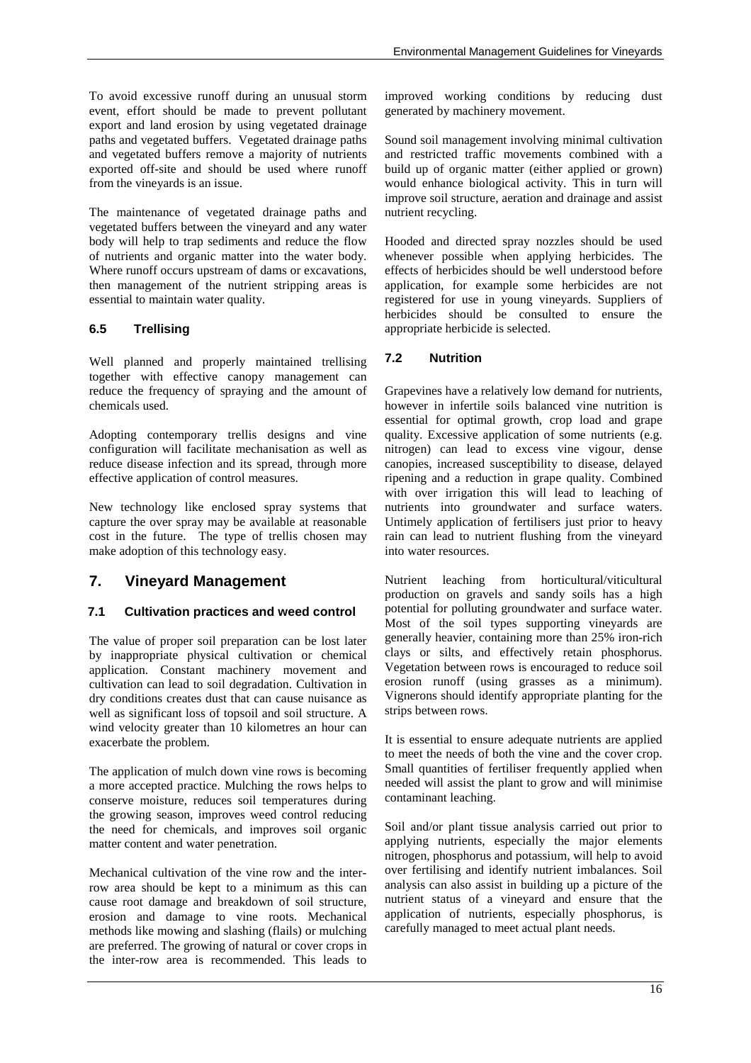To avoid excessive runoff during an unusual storm event, effort should be made to prevent pollutant export and land erosion by using vegetated drainage paths and vegetated buffers. Vegetated drainage paths and vegetated buffers remove a majority of nutrients exported off-site and should be used where runoff from the vineyards is an issue.

The maintenance of vegetated drainage paths and vegetated buffers between the vineyard and any water body will help to trap sediments and reduce the flow of nutrients and organic matter into the water body. Where runoff occurs upstream of dams or excavations, then management of the nutrient stripping areas is essential to maintain water quality.

### 6.5 Trellising

Well planned and properly maintained trellising together with effective canopy management can reduce the frequency of spraying and the amount of chemicals used.

Adopting contemporary trellis designs and vine configuration will facilitate mechanisation as well as reduce disease infection and its spread, through more effective application of control measures.

New technology like enclosed spray systems that capture the over spray may be available at reasonable cost in the future. The type of trellis chosen may make adoption of this technology easy.

## 7. Vineyard Management

### 7.1 Cultivation practices and weed control

The value of proper soil preparation can be lost later by inappropriate physical cultivation or chemical application. Constant machinery movement and cultivation can lead to soil degradation. Cultivation in dry conditions creates dust that can cause nuisance as well as significant loss of topsoil and soil structure. A wind velocity greater than 10 kilometres an hour can exacerbate the problem.

The application of mulch down vine rows is becoming a more accepted practice. Mulching the rows helps to conserve moisture, reduces soil temperatures during the growing season, improves weed control reducing the need for chemicals, and improves soil organic matter content and water penetration.

Mechanical cultivation of the vine row and the inter-row area should be kept to a minimum as this can cause root damage and breakdown of soil structure, erosion and damage to vine roots. Mechanical methods like mowing and slashing (flails) or mulching are preferred. The growing of natural or cover crops in the inter-row area is recommended. This leads to improved working conditions by reducing dust generated by machinery movement.

Sound soil management involving minimal cultivation and restricted traffic movements combined with a build up of organic matter (either applied or grown) would enhance biological activity. This in turn will improve soil structure, aeration and drainage and assist nutrient recycling.

Hooded and directed spray nozzles should be used whenever possible when applying herbicides. The effects of herbicides should be well understood before application, for example some herbicides are not registered for use in young vineyards. Suppliers of herbicides should be consulted to ensure the appropriate herbicide is selected.

### 7.2 Nutrition

Grapevines have a relatively low demand for nutrients, however in infertile soils balanced vine nutrition is essential for optimal growth, crop load and grape quality. Excessive application of some nutrients (e.g. nitrogen) can lead to excess vine vigour, dense canopies, increased susceptibility to disease, delayed ripening and a reduction in grape quality. Combined with over irrigation this will lead to leaching of nutrients into groundwater and surface waters. Untimely application of fertilisers just prior to heavy rain can lead to nutrient flushing from the vineyard into water resources.

Nutrient leaching from horticultural/viticultural production on gravels and sandy soils has a high potential for polluting groundwater and surface water. Most of the soil types supporting vineyards are generally heavier, containing more than 25% iron-rich clays or silts, and effectively retain phosphorus. Vegetation between rows is encouraged to reduce soil erosion runoff (using grasses as a minimum). Vignerons should identify appropriate planting for the strips between rows.

It is essential to ensure adequate nutrients are applied to meet the needs of both the vine and the cover crop. Small quantities of fertiliser frequently applied when needed will assist the plant to grow and will minimise contaminant leaching.

Soil and/or plant tissue analysis carried out prior to applying nutrients, especially the major elements nitrogen, phosphorus and potassium, will help to avoid over fertilising and identify nutrient imbalances. Soil analysis can also assist in building up a picture of the nutrient status of a vineyard and ensure that the application of nutrients, especially phosphorus, is carefully managed to meet actual plant needs.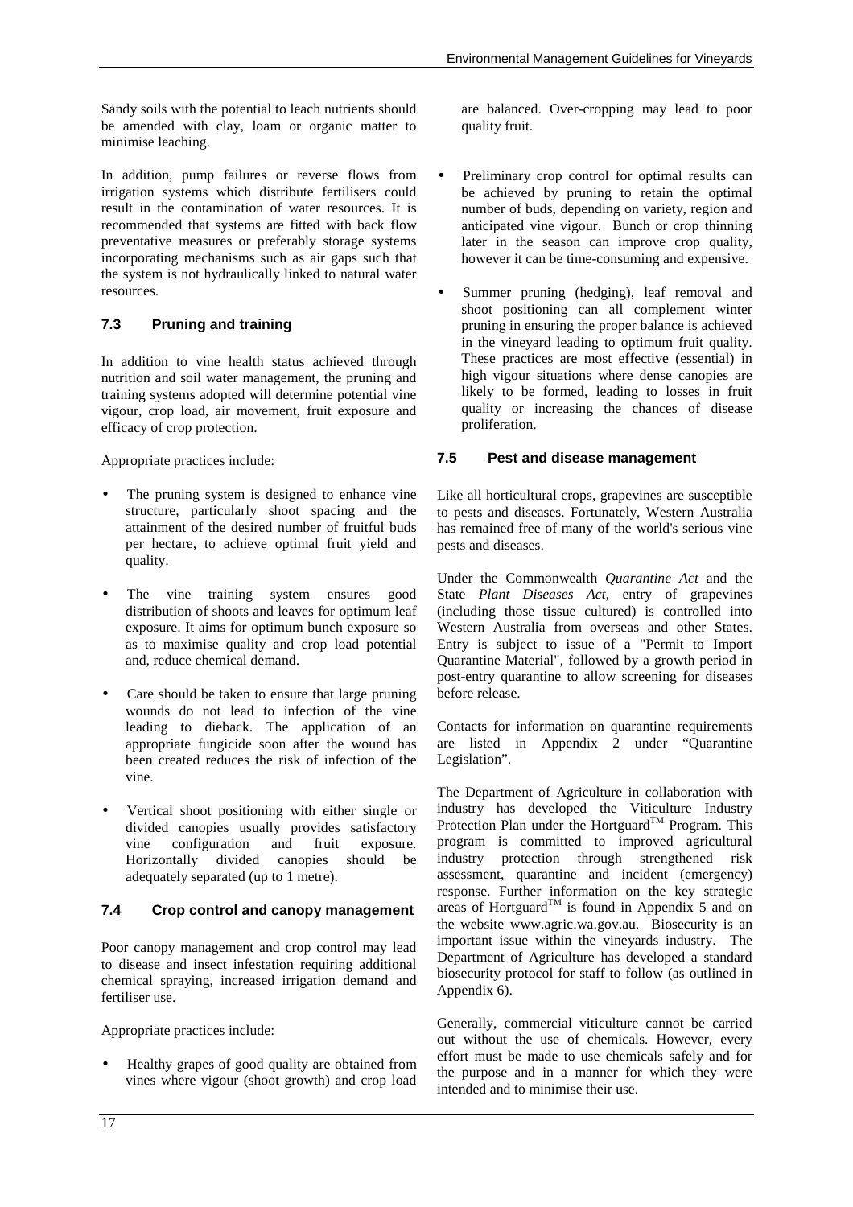Sandy soils with the potential to leach nutrients should be amended with clay, loam or organic matter to minimise leaching.

In addition, pump failures or reverse flows from irrigation systems which distribute fertilisers could result in the contamination of water resources. It is recommended that systems are fitted with back flow preventative measures or preferably storage systems incorporating mechanisms such as air gaps such that the system is not hydraulically linked to natural water resources.

### 7.3 Pruning and training

In addition to vine health status achieved through nutrition and soil water management, the pruning and training systems adopted will determine potential vine vigour, crop load, air movement, fruit exposure and efficacy of crop protection.

Appropriate practices include:

- The pruning system is designed to enhance vine structure, particularly shoot spacing and the attainment of the desired number of fruitful buds per hectare, to achieve optimal fruit yield and quality.
- The vine training system ensures good distribution of shoots and leaves for optimum leaf exposure. It aims for optimum bunch exposure so as to maximise quality and crop load potential and, reduce chemical demand.
- Care should be taken to ensure that large pruning wounds do not lead to infection of the vine leading to dieback. The application of an appropriate fungicide soon after the wound has been created reduces the risk of infection of the vine.
- Vertical shoot positioning with either single or divided canopies usually provides satisfactory vine configuration and fruit exposure. Horizontally divided canopies should be adequately separated (up to 1 metre).

### 7.4 Crop control and canopy management

Poor canopy management and crop control may lead to disease and insect infestation requiring additional chemical spraying, increased irrigation demand and fertiliser use.

Appropriate practices include:

- Healthy grapes of good quality are obtained from vines where vigour (shoot growth) and crop load are balanced. Over-cropping may lead to poor quality fruit.
- Preliminary crop control for optimal results can be achieved by pruning to retain the optimal number of buds, depending on variety, region and anticipated vine vigour. Bunch or crop thinning later in the season can improve crop quality, however it can be time-consuming and expensive.
- Summer pruning (hedging), leaf removal and shoot positioning can all complement winter pruning in ensuring the proper balance is achieved in the vineyard leading to optimum fruit quality. These practices are most effective (essential) in high vigour situations where dense canopies are likely to be formed, leading to losses in fruit quality or increasing the chances of disease proliferation.

### 7.5 Pest and disease management

Like all horticultural crops, grapevines are susceptible to pests and diseases. Fortunately, Western Australia has remained free of many of the world's serious vine pests and diseases.

Under the Commonwealth *Quarantine Act* and the State *Plant Diseases Act*, entry of grapevines (including those tissue cultured) is controlled into Western Australia from overseas and other States. Entry is subject to issue of a "Permit to Import Quarantine Material", followed by a growth period in post-entry quarantine to allow screening for diseases before release.

Contacts for information on quarantine requirements are listed in Appendix 2 under "Quarantine Legislation".

The Department of Agriculture in collaboration with industry has developed the Viticulture Industry Protection Plan under the Hortguard™ Program. This program is committed to improved agricultural industry protection through strengthened risk assessment, quarantine and incident (emergency) response. Further information on the key strategic areas of Hortguard™ is found in Appendix 5 and on the website www.agric.wa.gov.au. Biosecurity is an important issue within the vineyards industry. The Department of Agriculture has developed a standard biosecurity protocol for staff to follow (as outlined in Appendix 6).

Generally, commercial viticulture cannot be carried out without the use of chemicals. However, every effort must be made to use chemicals safely and for the purpose and in a manner for which they were intended and to minimise their use.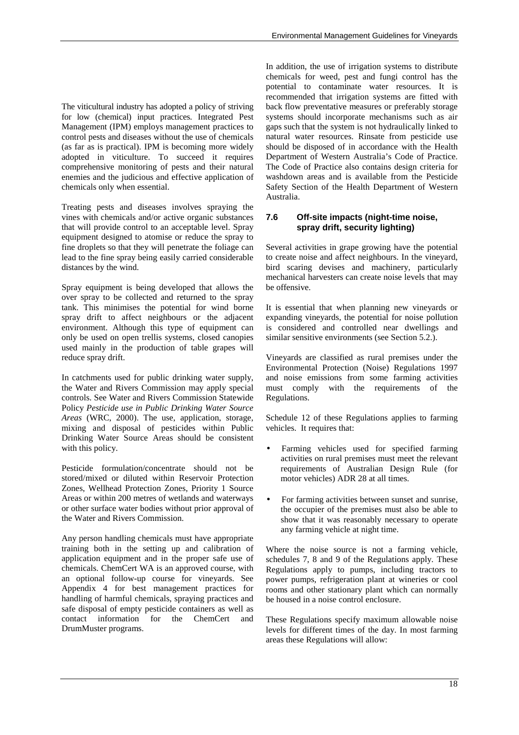The viticultural industry has adopted a policy of striving for low (chemical) input practices. Integrated Pest Management (IPM) employs management practices to control pests and diseases without the use of chemicals (as far as is practical). IPM is becoming more widely adopted in viticulture. To succeed it requires comprehensive monitoring of pests and their natural enemies and the judicious and effective application of chemicals only when essential.

Treating pests and diseases involves spraying the vines with chemicals and/or active organic substances that will provide control to an acceptable level. Spray equipment designed to atomise or reduce the spray to fine droplets so that they will penetrate the foliage can lead to the fine spray being easily carried considerable distances by the wind.

Spray equipment is being developed that allows the over spray to be collected and returned to the spray tank. This minimises the potential for wind borne spray drift to affect neighbours or the adjacent environment. Although this type of equipment can only be used on open trellis systems, closed canopies used mainly in the production of table grapes will reduce spray drift.

In catchments used for public drinking water supply, the Water and Rivers Commission may apply special controls. See Water and Rivers Commission Statewide Policy *Pesticide use in Public Drinking Water Source Areas* (WRC, 2000). The use, application, storage, mixing and disposal of pesticides within Public Drinking Water Source Areas should be consistent with this policy.

Pesticide formulation/concentrate should not be stored/mixed or diluted within Reservoir Protection Zones, Wellhead Protection Zones, Priority 1 Source Areas or within 200 metres of wetlands and waterways or other surface water bodies without prior approval of the Water and Rivers Commission.

Any person handling chemicals must have appropriate training both in the setting up and calibration of application equipment and in the proper safe use of chemicals. ChemCert WA is an approved course, with an optional follow-up course for vineyards. See Appendix 4 for best management practices for handling of harmful chemicals, spraying practices and safe disposal of empty pesticide containers as well as contact information for the ChemCert and DrumMuster programs.

In addition, the use of irrigation systems to distribute chemicals for weed, pest and fungi control has the potential to contaminate water resources. It is recommended that irrigation systems are fitted with back flow preventative measures or preferably storage systems should incorporate mechanisms such as air gaps such that the system is not hydraulically linked to natural water resources. Rinsate from pesticide use should be disposed of in accordance with the Health Department of Western Australia's Code of Practice. The Code of Practice also contains design criteria for washdown areas and is available from the Pesticide Safety Section of the Health Department of Western Australia.

### 7.6 Off-site impacts (night-time noise, spray drift, security lighting)

Several activities in grape growing have the potential to create noise and affect neighbours. In the vineyard, bird scaring devises and machinery, particularly mechanical harvesters can create noise levels that may be offensive.

It is essential that when planning new vineyards or expanding vineyards, the potential for noise pollution is considered and controlled near dwellings and similar sensitive environments (see Section 5.2.).

Vineyards are classified as rural premises under the Environmental Protection (Noise) Regulations 1997 and noise emissions from some farming activities must comply with the requirements of the Regulations.

Schedule 12 of these Regulations applies to farming vehicles. It requires that:

- Farming vehicles used for specified farming activities on rural premises must meet the relevant requirements of Australian Design Rule (for motor vehicles) ADR 28 at all times.
- For farming activities between sunset and sunrise, the occupier of the premises must also be able to show that it was reasonably necessary to operate any farming vehicle at night time.

Where the noise source is not a farming vehicle, schedules 7, 8 and 9 of the Regulations apply. These Regulations apply to pumps, including tractors to power pumps, refrigeration plant at wineries or cool rooms and other stationary plant which can normally be housed in a noise control enclosure.

These Regulations specify maximum allowable noise levels for different times of the day. In most farming areas these Regulations will allow: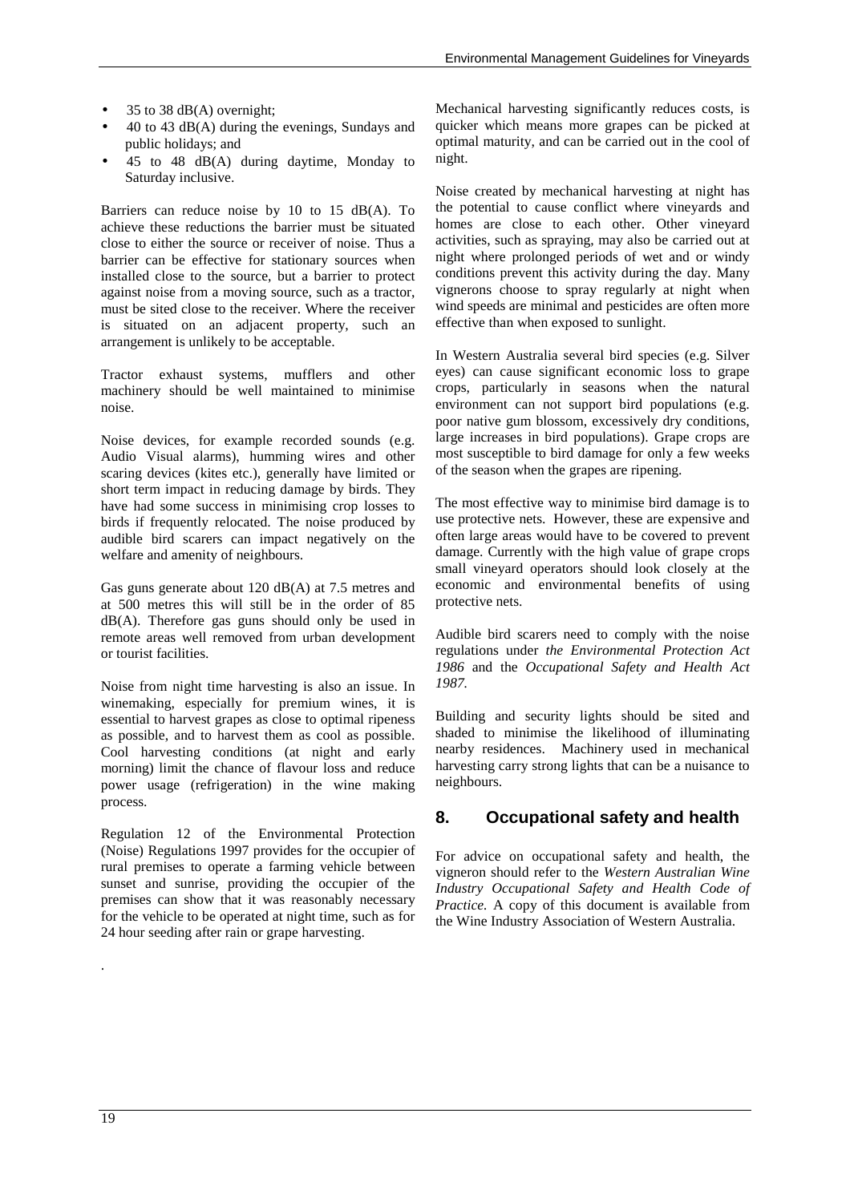- 35 to 38 dB(A) overnight;
- 40 to 43 dB(A) during the evenings, Sundays and public holidays; and
- 45 to 48 dB(A) during daytime, Monday to Saturday inclusive.

Barriers can reduce noise by 10 to 15 dB(A). To achieve these reductions the barrier must be situated close to either the source or receiver of noise. Thus a barrier can be effective for stationary sources when installed close to the source, but a barrier to protect against noise from a moving source, such as a tractor, must be sited close to the receiver. Where the receiver is situated on an adjacent property, such an arrangement is unlikely to be acceptable.

Tractor exhaust systems, mufflers and other machinery should be well maintained to minimise noise.

Noise devices, for example recorded sounds (e.g. Audio Visual alarms), humming wires and other scaring devices (kites etc.), generally have limited or short term impact in reducing damage by birds. They have had some success in minimising crop losses to birds if frequently relocated. The noise produced by audible bird scarers can impact negatively on the welfare and amenity of neighbours.

Gas guns generate about 120 dB(A) at 7.5 metres and at 500 metres this will still be in the order of 85 dB(A). Therefore gas guns should only be used in remote areas well removed from urban development or tourist facilities.

Noise from night time harvesting is also an issue. In winemaking, especially for premium wines, it is essential to harvest grapes as close to optimal ripeness as possible, and to harvest them as cool as possible. Cool harvesting conditions (at night and early morning) limit the chance of flavour loss and reduce power usage (refrigeration) in the wine making process.

Regulation 12 of the Environmental Protection (Noise) Regulations 1997 provides for the occupier of rural premises to operate a farming vehicle between sunset and sunrise, providing the occupier of the premises can show that it was reasonably necessary for the vehicle to be operated at night time, such as for 24 hour seeding after rain or grape harvesting.

Mechanical harvesting significantly reduces costs, is quicker which means more grapes can be picked at optimal maturity, and can be carried out in the cool of night.

Noise created by mechanical harvesting at night has the potential to cause conflict where vineyards and homes are close to each other. Other vineyard activities, such as spraying, may also be carried out at night where prolonged periods of wet and or windy conditions prevent this activity during the day. Many vignerons choose to spray regularly at night when wind speeds are minimal and pesticides are often more effective than when exposed to sunlight.

In Western Australia several bird species (e.g. Silver eyes) can cause significant economic loss to grape crops, particularly in seasons when the natural environment can not support bird populations (e.g. poor native gum blossom, excessively dry conditions, large increases in bird populations). Grape crops are most susceptible to bird damage for only a few weeks of the season when the grapes are ripening.

The most effective way to minimise bird damage is to use protective nets. However, these are expensive and often large areas would have to be covered to prevent damage. Currently with the high value of grape crops small vineyard operators should look closely at the economic and environmental benefits of using protective nets.

Audible bird scarers need to comply with the noise regulations under *the Environmental Protection Act 1986* and the *Occupational Safety and Health Act 1987.*

Building and security lights should be sited and shaded to minimise the likelihood of illuminating nearby residences. Machinery used in mechanical harvesting carry strong lights that can be a nuisance to neighbours.

## 8. Occupational safety and health

For advice on occupational safety and health, the vigneron should refer to the *Western Australian Wine Industry Occupational Safety and Health Code of Practice.* A copy of this document is available from the Wine Industry Association of Western Australia.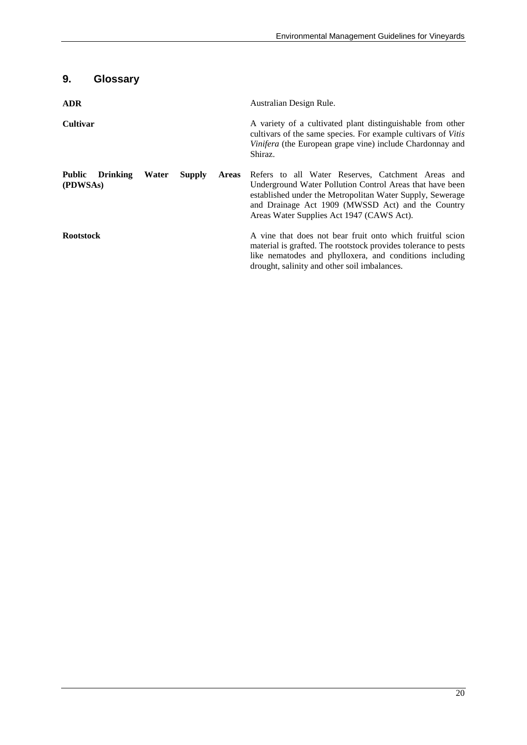## 9. Glossary

**ADR**

Australian Design Rule.

**Cultivar**

A variety of a cultivated plant distinguishable from other cultivars of the same species. For example cultivars of *Vitis Vinifera* (the European grape vine) include Chardonnay and Shiraz.

**Public Drinking Water Supply Areas (PDWSAs)**

Refers to all Water Reserves, Catchment Areas and Underground Water Pollution Control Areas that have been established under the Metropolitan Water Supply, Sewerage and Drainage Act 1909 (MWSSD Act) and the Country Areas Water Supplies Act 1947 (CAWS Act).

**Rootstock**

A vine that does not bear fruit onto which fruitful scion material is grafted. The rootstock provides tolerance to pests like nematodes and phylloxera, and conditions including drought, salinity and other soil imbalances.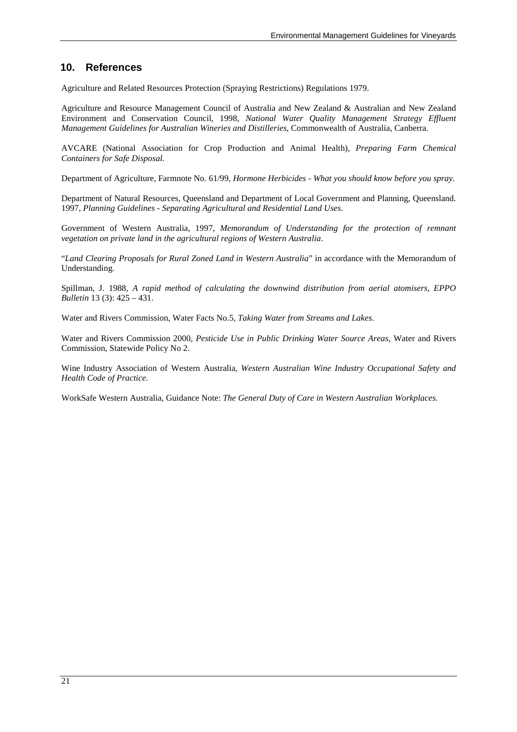## 10. References

Agriculture and Related Resources Protection (Spraying Restrictions) Regulations 1979.

Agriculture and Resource Management Council of Australia and New Zealand & Australian and New Zealand Environment and Conservation Council, 1998, *National Water Quality Management Strategy Effluent Management Guidelines for Australian Wineries and Distilleries*, Commonwealth of Australia, Canberra.

AVCARE (National Association for Crop Production and Animal Health), *Preparing Farm Chemical Containers for Safe Disposal.*

Department of Agriculture, Farmnote No. 61/99, *Hormone Herbicides - What you should know before you spray*.

Department of Natural Resources, Queensland and Department of Local Government and Planning, Queensland. 1997, *Planning Guidelines - Separating Agricultural and Residential Land Uses.*

Government of Western Australia, 1997, *Memorandum of Understanding for the protection of remnant vegetation on private land in the agricultural regions of Western Australia*.

"*Land Clearing Proposals for Rural Zoned Land in Western Australia*" in accordance with the Memorandum of Understanding.

Spillman, J. 1988, *A rapid method of calculating the downwind distribution from aerial atomisers, EPPO Bulletin* 13 (3): 425 – 431.

Water and Rivers Commission, Water Facts No.5, *Taking Water from Streams and Lakes*.

Water and Rivers Commission 2000, *Pesticide Use in Public Drinking Water Source Areas*, Water and Rivers Commission, Statewide Policy No 2.

Wine Industry Association of Western Australia, *Western Australian Wine Industry Occupational Safety and Health Code of Practice.*

WorkSafe Western Australia, Guidance Note: *The General Duty of Care in Western Australian Workplaces.*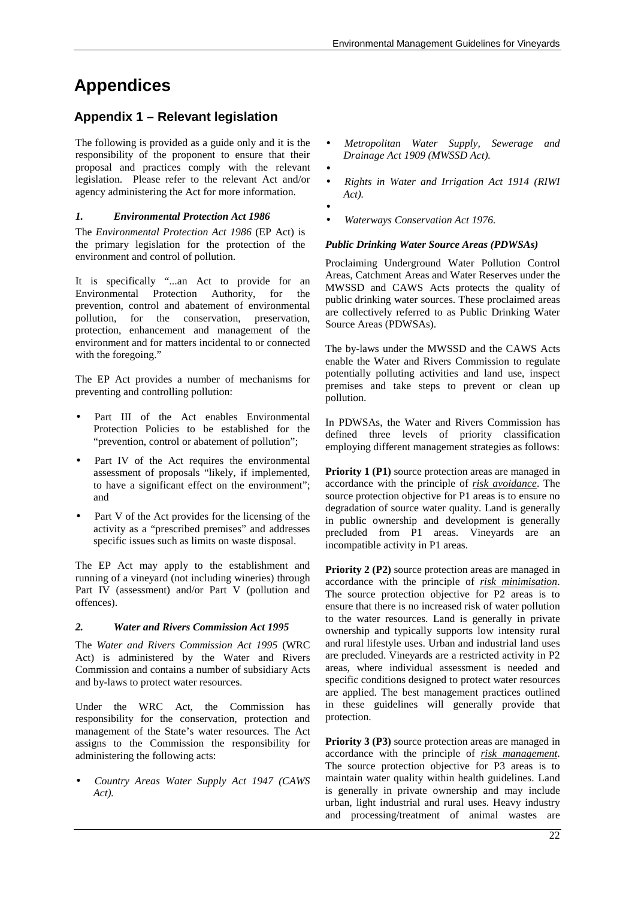# Appendices

## Appendix 1 – Relevant legislation

The following is provided as a guide only and it is the responsibility of the proponent to ensure that their proposal and practices comply with the relevant legislation. Please refer to the relevant Act and/or agency administering the Act for more information.

### *1. Environmental Protection Act 1986*

The *Environmental Protection Act 1986* (EP Act) is the primary legislation for the protection of the environment and control of pollution.

It is specifically "...an Act to provide for an Environmental Protection Authority, for the prevention, control and abatement of environmental pollution, for the conservation, preservation, protection, enhancement and management of the environment and for matters incidental to or connected with the foregoing."

The EP Act provides a number of mechanisms for preventing and controlling pollution:

- Part III of the Act enables Environmental Protection Policies to be established for the "prevention, control or abatement of pollution";
- Part IV of the Act requires the environmental assessment of proposals "likely, if implemented, to have a significant effect on the environment"; and
- Part V of the Act provides for the licensing of the activity as a "prescribed premises" and addresses specific issues such as limits on waste disposal.

The EP Act may apply to the establishment and running of a vineyard (not including wineries) through Part IV (assessment) and/or Part V (pollution and offences).

### *2. Water and Rivers Commission Act 1995*

The *Water and Rivers Commission Act 1995* (WRC Act) is administered by the Water and Rivers Commission and contains a number of subsidiary Acts and by-laws to protect water resources.

Under the WRC Act, the Commission has responsibility for the conservation, protection and management of the State's water resources. The Act assigns to the Commission the responsibility for administering the following acts:

- *Country Areas Water Supply Act 1947 (CAWS Act).*
- *Metropolitan Water Supply, Sewerage and Drainage Act 1909 (MWSSD Act).*
- *Rights in Water and Irrigation Act 1914 (RIWI Act).*
- *Waterways Conservation Act 1976.*

#### *Public Drinking Water Source Areas (PDWSAs)*

Proclaiming Underground Water Pollution Control Areas, Catchment Areas and Water Reserves under the MWSSD and CAWS Acts protects the quality of public drinking water sources. These proclaimed areas are collectively referred to as Public Drinking Water Source Areas (PDWSAs).

The by-laws under the MWSSD and the CAWS Acts enable the Water and Rivers Commission to regulate potentially polluting activities and land use, inspect premises and take steps to prevent or clean up pollution.

In PDWSAs, the Water and Rivers Commission has defined three levels of priority classification employing different management strategies as follows:

**Priority 1 (P1)** source protection areas are managed in accordance with the principle of ***risk avoidance***. The source protection objective for P1 areas is to ensure no degradation of source water quality. Land is generally in public ownership and development is generally precluded from P1 areas. Vineyards are an incompatible activity in P1 areas.

**Priority 2 (P2)** source protection areas are managed in accordance with the principle of ***risk minimisation***. The source protection objective for P2 areas is to ensure that there is no increased risk of water pollution to the water resources. Land is generally in private ownership and typically supports low intensity rural and rural lifestyle uses. Urban and industrial land uses are precluded. Vineyards are a restricted activity in P2 areas, where individual assessment is needed and specific conditions designed to protect water resources are applied. The best management practices outlined in these guidelines will generally provide that protection.

**Priority 3 (P3)** source protection areas are managed in accordance with the principle of ***risk management***. The source protection objective for P3 areas is to maintain water quality within health guidelines. Land is generally in private ownership and may include urban, light industrial and rural uses. Heavy industry and processing/treatment of animal wastes are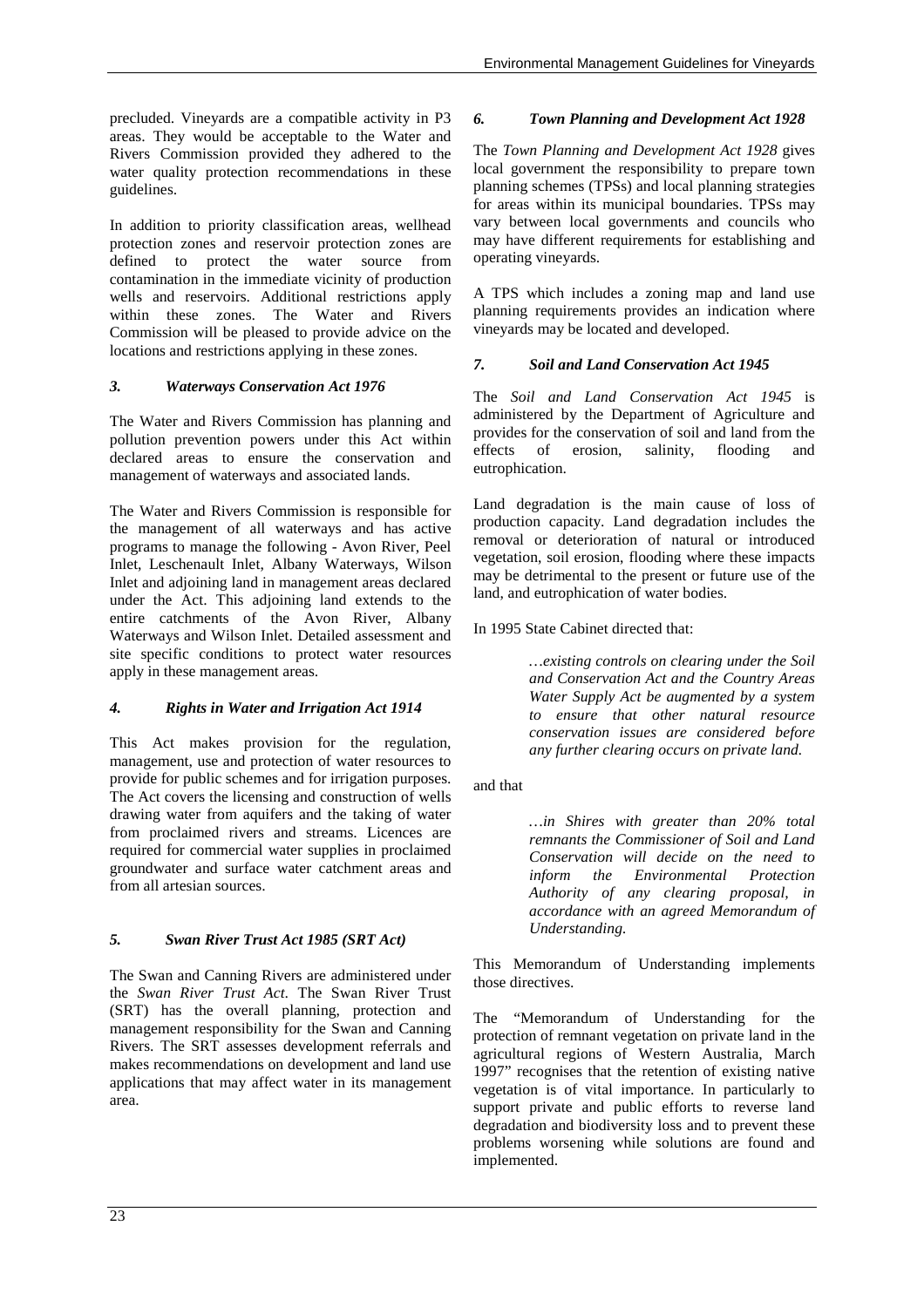precluded. Vineyards are a compatible activity in P3 areas. They would be acceptable to the Water and Rivers Commission provided they adhered to the water quality protection recommendations in these guidelines.

In addition to priority classification areas, wellhead protection zones and reservoir protection zones are defined to protect the water source from contamination in the immediate vicinity of production wells and reservoirs. Additional restrictions apply within these zones. The Water and Rivers Commission will be pleased to provide advice on the locations and restrictions applying in these zones.

### *3. Waterways Conservation Act 1976*

The Water and Rivers Commission has planning and pollution prevention powers under this Act within declared areas to ensure the conservation and management of waterways and associated lands.

The Water and Rivers Commission is responsible for the management of all waterways and has active programs to manage the following - Avon River, Peel Inlet, Leschenault Inlet, Albany Waterways, Wilson Inlet and adjoining land in management areas declared under the Act. This adjoining land extends to the entire catchments of the Avon River, Albany Waterways and Wilson Inlet. Detailed assessment and site specific conditions to protect water resources apply in these management areas.

### *4. Rights in Water and Irrigation Act 1914*

This Act makes provision for the regulation, management, use and protection of water resources to provide for public schemes and for irrigation purposes. The Act covers the licensing and construction of wells drawing water from aquifers and the taking of water from proclaimed rivers and streams. Licences are required for commercial water supplies in proclaimed groundwater and surface water catchment areas and from all artesian sources.

### *5. Swan River Trust Act 1985 (SRT Act)*

The Swan and Canning Rivers are administered under the *Swan River Trust Act.* The Swan River Trust (SRT) has the overall planning, protection and management responsibility for the Swan and Canning Rivers. The SRT assesses development referrals and makes recommendations on development and land use applications that may affect water in its management area.

### *6. Town Planning and Development Act 1928*

The *Town Planning and Development Act 1928* gives local government the responsibility to prepare town planning schemes (TPSs) and local planning strategies for areas within its municipal boundaries. TPSs may vary between local governments and councils who may have different requirements for establishing and operating vineyards.

A TPS which includes a zoning map and land use planning requirements provides an indication where vineyards may be located and developed.

### *7. Soil and Land Conservation Act 1945*

The *Soil and Land Conservation Act 1945* is administered by the Department of Agriculture and provides for the conservation of soil and land from the effects of erosion, salinity, flooding and eutrophication.

Land degradation is the main cause of loss of production capacity. Land degradation includes the removal or deterioration of natural or introduced vegetation, soil erosion, flooding where these impacts may be detrimental to the present or future use of the land, and eutrophication of water bodies.

In 1995 State Cabinet directed that:

> *…existing controls on clearing under the Soil and Conservation Act and the Country Areas Water Supply Act be augmented by a system to ensure that other natural resource conservation issues are considered before any further clearing occurs on private land.*

and that

> *…in Shires with greater than 20% total remnants the Commissioner of Soil and Land Conservation will decide on the need to inform the Environmental Protection Authority of any clearing proposal, in accordance with an agreed Memorandum of Understanding.*

This Memorandum of Understanding implements those directives.

The "Memorandum of Understanding for the protection of remnant vegetation on private land in the agricultural regions of Western Australia, March 1997" recognises that the retention of existing native vegetation is of vital importance. In particularly to support private and public efforts to reverse land degradation and biodiversity loss and to prevent these problems worsening while solutions are found and implemented.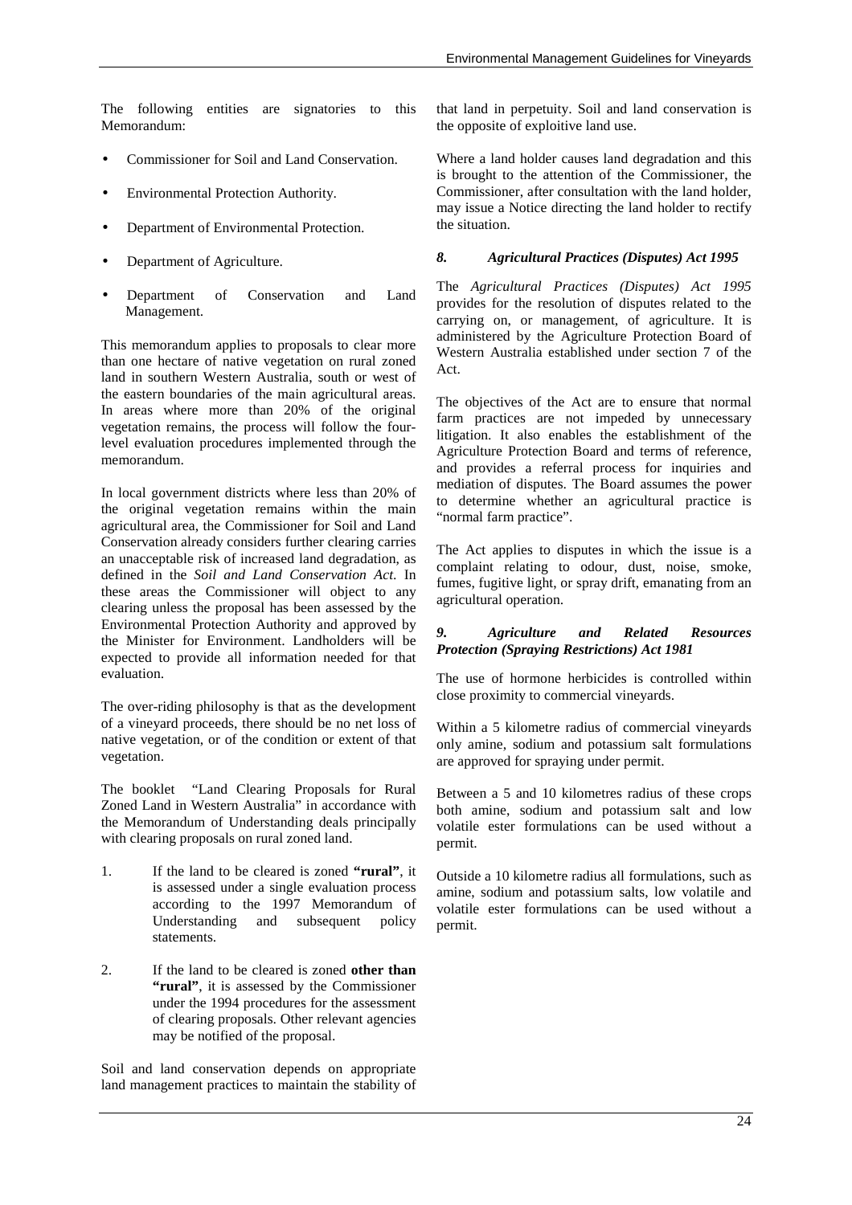The following entities are signatories to this Memorandum:

- Commissioner for Soil and Land Conservation.
- Environmental Protection Authority.
- Department of Environmental Protection.
- Department of Agriculture.
- Department of Conservation and Land Management.

This memorandum applies to proposals to clear more than one hectare of native vegetation on rural zoned land in southern Western Australia, south or west of the eastern boundaries of the main agricultural areas. In areas where more than 20% of the original vegetation remains, the process will follow the four-level evaluation procedures implemented through the memorandum.

In local government districts where less than 20% of the original vegetation remains within the main agricultural area, the Commissioner for Soil and Land Conservation already considers further clearing carries an unacceptable risk of increased land degradation, as defined in the *Soil and Land Conservation Act*. In these areas the Commissioner will object to any clearing unless the proposal has been assessed by the Environmental Protection Authority and approved by the Minister for Environment. Landholders will be expected to provide all information needed for that evaluation.

The over-riding philosophy is that as the development of a vineyard proceeds, there should be no net loss of native vegetation, or of the condition or extent of that vegetation.

The booklet "Land Clearing Proposals for Rural Zoned Land in Western Australia" in accordance with the Memorandum of Understanding deals principally with clearing proposals on rural zoned land.

1. If the land to be cleared is zoned **"rural"**, it is assessed under a single evaluation process according to the 1997 Memorandum of Understanding and subsequent policy statements.

2. If the land to be cleared is zoned **other than "rural"**, it is assessed by the Commissioner under the 1994 procedures for the assessment of clearing proposals. Other relevant agencies may be notified of the proposal.

Soil and land conservation depends on appropriate land management practices to maintain the stability of that land in perpetuity. Soil and land conservation is the opposite of exploitive land use.

Where a land holder causes land degradation and this is brought to the attention of the Commissioner, the Commissioner, after consultation with the land holder, may issue a Notice directing the land holder to rectify the situation.

### *8. Agricultural Practices (Disputes) Act 1995*

The *Agricultural Practices (Disputes) Act 1995* provides for the resolution of disputes related to the carrying on, or management, of agriculture. It is administered by the Agriculture Protection Board of Western Australia established under section 7 of the Act.

The objectives of the Act are to ensure that normal farm practices are not impeded by unnecessary litigation. It also enables the establishment of the Agriculture Protection Board and terms of reference, and provides a referral process for inquiries and mediation of disputes. The Board assumes the power to determine whether an agricultural practice is "normal farm practice".

The Act applies to disputes in which the issue is a complaint relating to odour, dust, noise, smoke, fumes, fugitive light, or spray drift, emanating from an agricultural operation.

### *9. Agriculture and Related Resources Protection (Spraying Restrictions) Act 1981*

The use of hormone herbicides is controlled within close proximity to commercial vineyards.

Within a 5 kilometre radius of commercial vineyards only amine, sodium and potassium salt formulations are approved for spraying under permit.

Between a 5 and 10 kilometres radius of these crops both amine, sodium and potassium salt and low volatile ester formulations can be used without a permit.

Outside a 10 kilometre radius all formulations, such as amine, sodium and potassium salts, low volatile and volatile ester formulations can be used without a permit.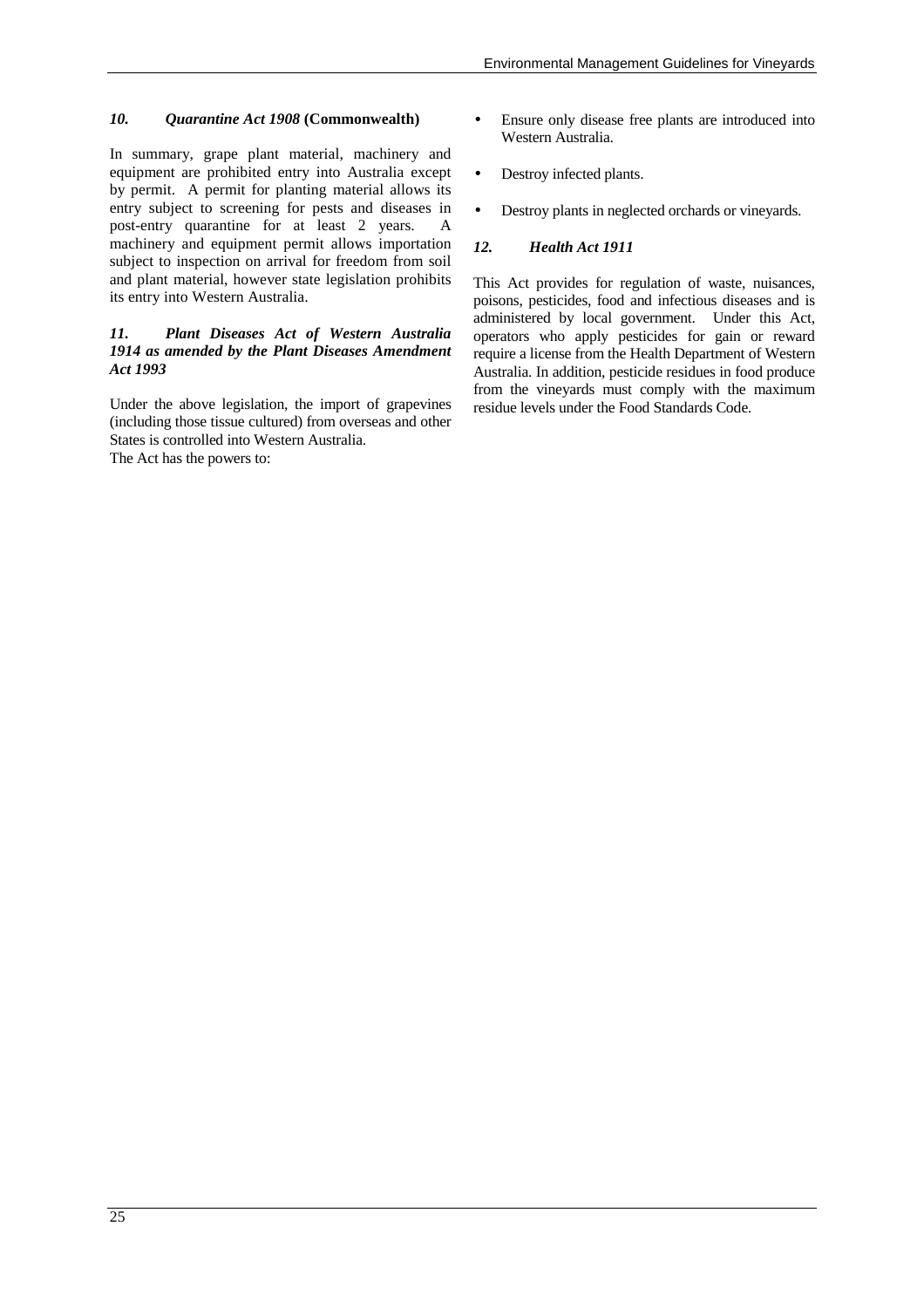### *10. Quarantine Act 1908* (Commonwealth)

In summary, grape plant material, machinery and equipment are prohibited entry into Australia except by permit. A permit for planting material allows its entry subject to screening for pests and diseases in post-entry quarantine for at least 2 years. A machinery and equipment permit allows importation subject to inspection on arrival for freedom from soil and plant material, however state legislation prohibits its entry into Western Australia.

### *11. Plant Diseases Act of Western Australia 1914 as amended by the Plant Diseases Amendment Act 1993*

Under the above legislation, the import of grapevines (including those tissue cultured) from overseas and other States is controlled into Western Australia.
The Act has the powers to:

- Ensure only disease free plants are introduced into Western Australia.
- Destroy infected plants.
- Destroy plants in neglected orchards or vineyards.

### *12. Health Act 1911*

This Act provides for regulation of waste, nuisances, poisons, pesticides, food and infectious diseases and is administered by local government. Under this Act, operators who apply pesticides for gain or reward require a license from the Health Department of Western Australia. In addition, pesticide residues in food produce from the vineyards must comply with the maximum residue levels under the Food Standards Code.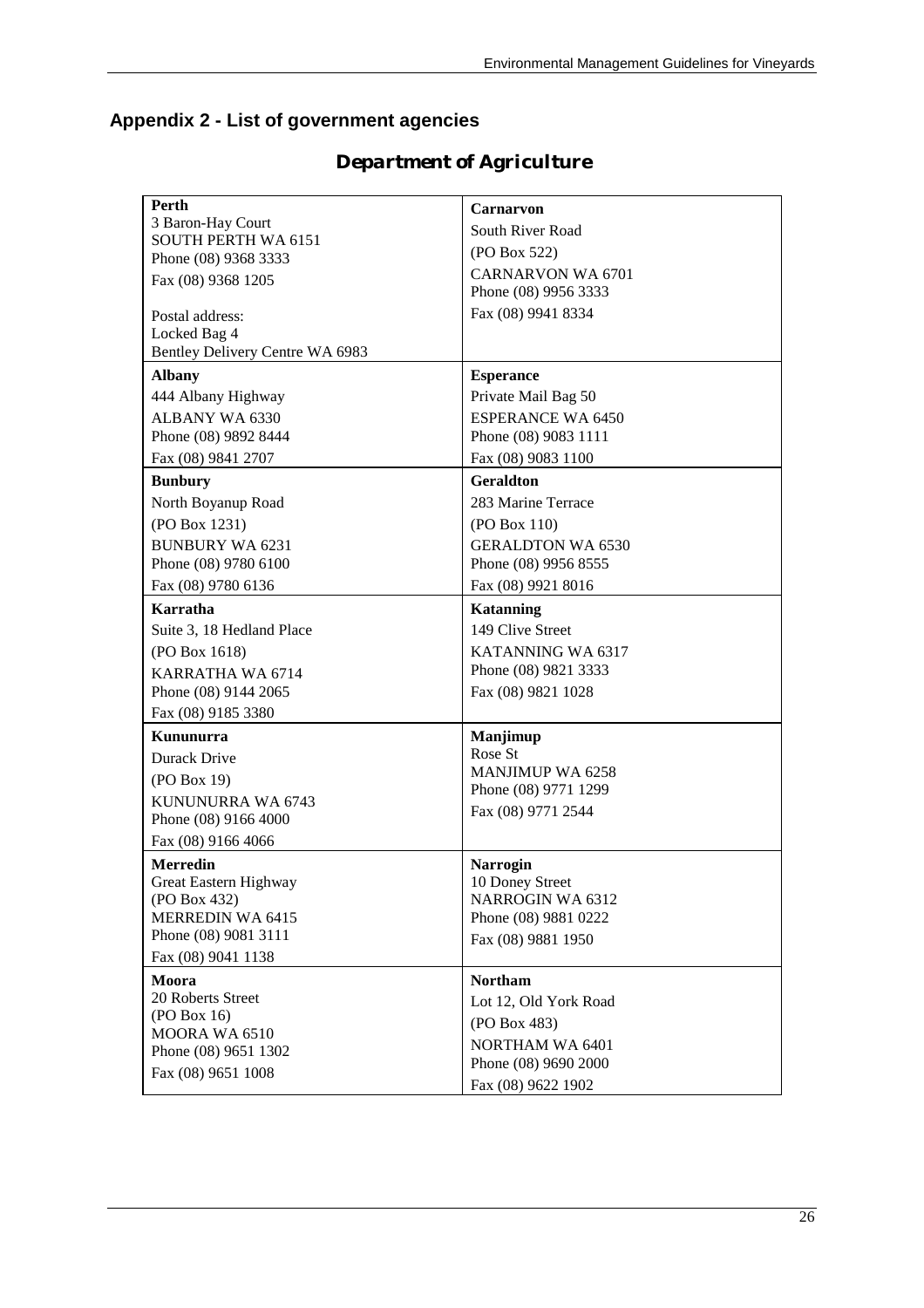## Appendix 2 - List of government agencies

### Department of Agriculture

| | |
|---|---|
| **Perth**<br>3 Baron-Hay Court<br>SOUTH PERTH WA 6151<br>Phone (08) 9368 3333<br>Fax (08) 9368 1205<br><br>Postal address:<br>Locked Bag 4<br>Bentley Delivery Centre WA 6983 | **Carnarvon**<br>South River Road<br>(PO Box 522)<br>CARNARVON WA 6701<br>Phone (08) 9956 3333<br>Fax (08) 9941 8334 |
| **Albany**<br>444 Albany Highway<br>ALBANY WA 6330<br>Phone (08) 9892 8444<br>Fax (08) 9841 2707 | **Esperance**<br>Private Mail Bag 50<br>ESPERANCE WA 6450<br>Phone (08) 9083 1111<br>Fax (08) 9083 1100 |
| **Bunbury**<br>North Boyanup Road<br>(PO Box 1231)<br>BUNBURY WA 6231<br>Phone (08) 9780 6100<br>Fax (08) 9780 6136 | **Geraldton**<br>283 Marine Terrace<br>(PO Box 110)<br>GERALDTON WA 6530<br>Phone (08) 9956 8555<br>Fax (08) 9921 8016 |
| **Karratha**<br>Suite 3, 18 Hedland Place<br>(PO Box 1618)<br>KARRATHA WA 6714<br>Phone (08) 9144 2065<br>Fax (08) 9185 3380 | **Katanning**<br>149 Clive Street<br>KATANNING WA 6317<br>Phone (08) 9821 3333<br>Fax (08) 9821 1028 |
| **Kununurra**<br>Durack Drive<br>(PO Box 19)<br>KUNUNURRA WA 6743<br>Phone (08) 9166 4000<br>Fax (08) 9166 4066 | **Manjimup**<br>Rose St<br>MANJIMUP WA 6258<br>Phone (08) 9771 1299<br>Fax (08) 9771 2544 |
| **Merredin**<br>Great Eastern Highway<br>(PO Box 432)<br>MERREDIN WA 6415<br>Phone (08) 9081 3111<br>Fax (08) 9041 1138 | **Narrogin**<br>10 Doney Street<br>NARROGIN WA 6312<br>Phone (08) 9881 0222<br>Fax (08) 9881 1950 |
| **Moora**<br>20 Roberts Street<br>(PO Box 16)<br>MOORA WA 6510<br>Phone (08) 9651 1302<br>Fax (08) 9651 1008 | **Northam**<br>Lot 12, Old York Road<br>(PO Box 483)<br>NORTHAM WA 6401<br>Phone (08) 9690 2000<br>Fax (08) 9622 1902 |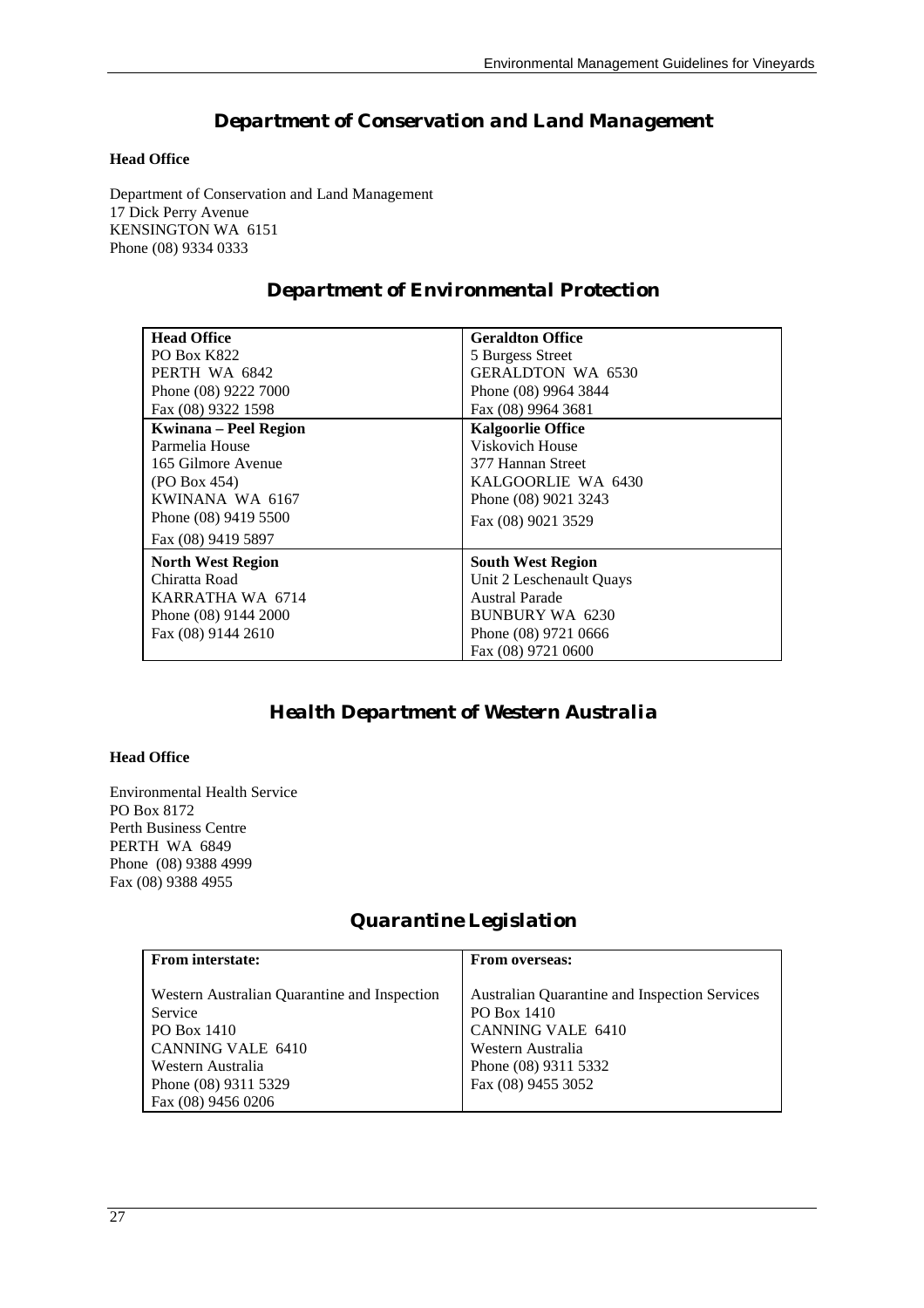## Department of Conservation and Land Management

**Head Office**

Department of Conservation and Land Management
17 Dick Perry Avenue
KENSINGTON WA 6151
Phone (08) 9334 0333

## Department of Environmental Protection

| **Head Office**<br>PO Box K822<br>PERTH WA 6842<br>Phone (08) 9222 7000<br>Fax (08) 9322 1598 | **Geraldton Office**<br>5 Burgess Street<br>GERALDTON WA 6530<br>Phone (08) 9964 3844<br>Fax (08) 9964 3681 |
|---|---|
| **Kwinana – Peel Region**<br>Parmelia House<br>165 Gilmore Avenue<br>(PO Box 454)<br>KWINANA WA 6167<br>Phone (08) 9419 5500<br>Fax (08) 9419 5897 | **Kalgoorlie Office**<br>Viskovich House<br>377 Hannan Street<br>KALGOORLIE WA 6430<br>Phone (08) 9021 3243<br>Fax (08) 9021 3529 |
| **North West Region**<br>Chiratta Road<br>KARRATHA WA 6714<br>Phone (08) 9144 2000<br>Fax (08) 9144 2610 | **South West Region**<br>Unit 2 Leschenault Quays<br>Austral Parade<br>BUNBURY WA 6230<br>Phone (08) 9721 0666<br>Fax (08) 9721 0600 |

## Health Department of Western Australia

**Head Office**

Environmental Health Service
PO Box 8172
Perth Business Centre
PERTH WA 6849
Phone (08) 9388 4999
Fax (08) 9388 4955

## Quarantine Legislation

| **From interstate:** | **From overseas:** |
|---|---|
| Western Australian Quarantine and Inspection Service<br>PO Box 1410<br>CANNING VALE 6410<br>Western Australia<br>Phone (08) 9311 5329<br>Fax (08) 9456 0206 | Australian Quarantine and Inspection Services<br>PO Box 1410<br>CANNING VALE 6410<br>Western Australia<br>Phone (08) 9311 5332<br>Fax (08) 9455 3052 |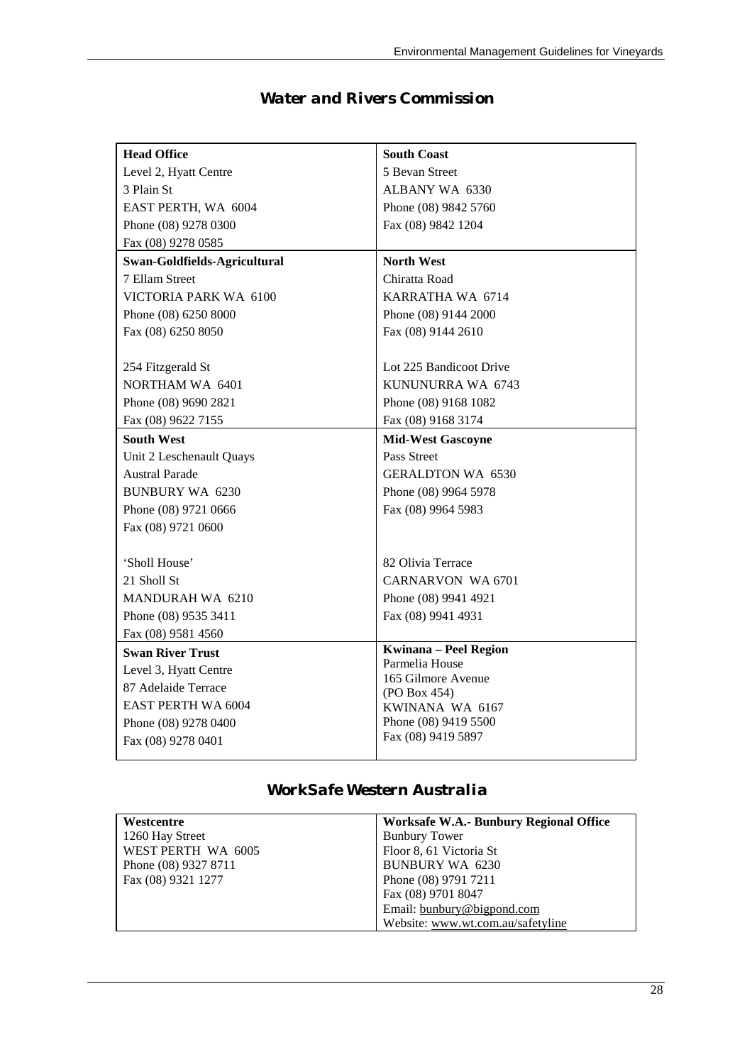## Water and Rivers Commission

| **Head Office** | **South Coast** |
|---|---|
| Level 2, Hyatt Centre<br>3 Plain St<br>EAST PERTH, WA 6004<br>Phone (08) 9278 0300<br>Fax (08) 9278 0585 | 5 Bevan Street<br>ALBANY WA 6330<br>Phone (08) 9842 5760<br>Fax (08) 9842 1204 |
| **Swan-Goldfields-Agricultural**<br>7 Ellam Street<br>VICTORIA PARK WA 6100<br>Phone (08) 6250 8000<br>Fax (08) 6250 8050<br><br>254 Fitzgerald St<br>NORTHAM WA 6401<br>Phone (08) 9690 2821<br>Fax (08) 9622 7155 | **North West**<br>Chiratta Road<br>KARRATHA WA 6714<br>Phone (08) 9144 2000<br>Fax (08) 9144 2610<br><br>Lot 225 Bandicoot Drive<br>KUNUNURRA WA 6743<br>Phone (08) 9168 1082<br>Fax (08) 9168 3174 |
| **South West**<br>Unit 2 Leschenault Quays<br>Austral Parade<br>BUNBURY WA 6230<br>Phone (08) 9721 0666<br>Fax (08) 9721 0600<br><br>'Sholl House'<br>21 Sholl St<br>MANDURAH WA 6210<br>Phone (08) 9535 3411<br>Fax (08) 9581 4560 | **Mid-West Gascoyne**<br>Pass Street<br>GERALDTON WA 6530<br>Phone (08) 9964 5978<br>Fax (08) 9964 5983<br><br>82 Olivia Terrace<br>CARNARVON WA 6701<br>Phone (08) 9941 4921<br>Fax (08) 9941 4931 |
| **Swan River Trust**<br>Level 3, Hyatt Centre<br>87 Adelaide Terrace<br>EAST PERTH WA 6004<br>Phone (08) 9278 0400<br>Fax (08) 9278 0401 | **Kwinana – Peel Region**<br>Parmelia House<br>165 Gilmore Avenue<br>(PO Box 454)<br>KWINANA WA 6167<br>Phone (08) 9419 5500<br>Fax (08) 9419 5897 |

## WorkSafe Western Australia

| **Westcentre** | **Worksafe W.A.- Bunbury Regional Office** |
|---|---|
| 1260 Hay Street<br>WEST PERTH WA 6005<br>Phone (08) 9327 8711<br>Fax (08) 9321 1277 | Bunbury Tower<br>Floor 8, 61 Victoria St<br>BUNBURY WA 6230<br>Phone (08) 9791 7211<br>Fax (08) 9701 8047<br>Email: bunbury@bigpond.com<br>Website: www.wt.com.au/safetyline |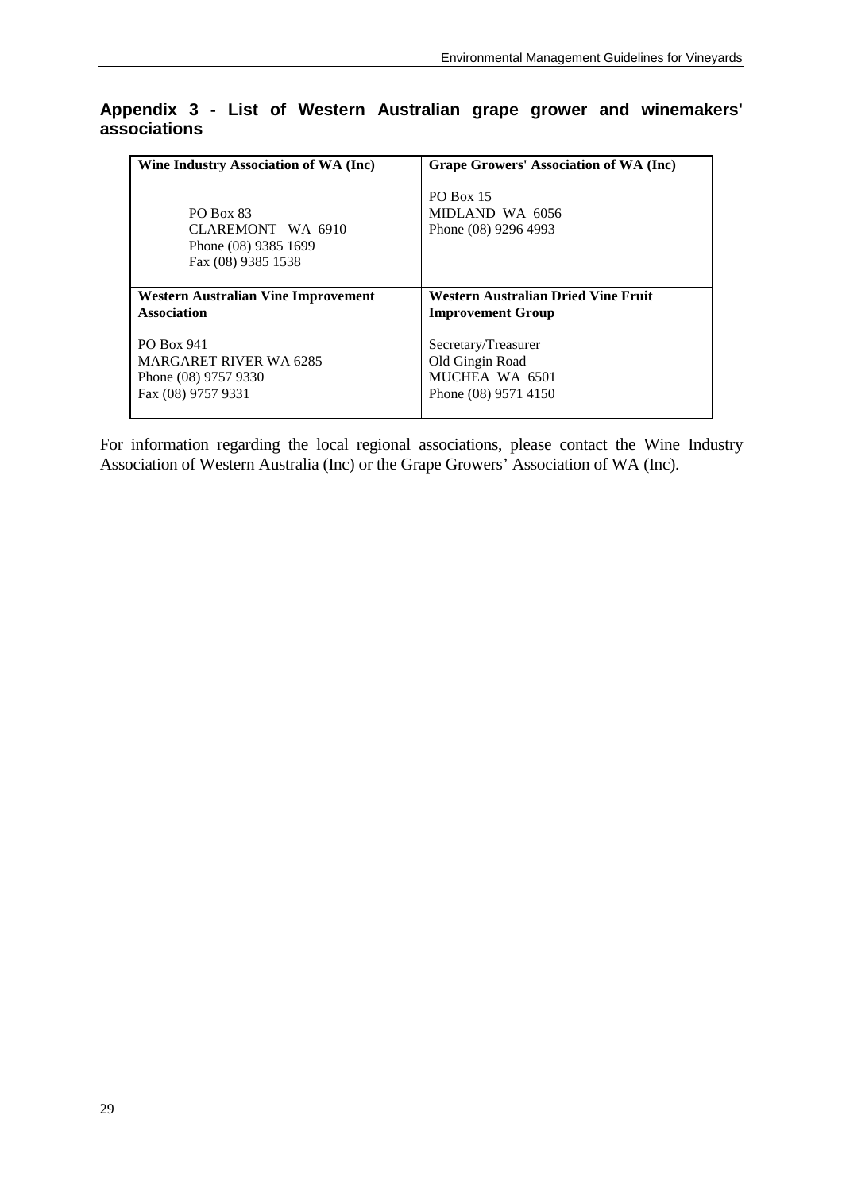## Appendix 3 - List of Western Australian grape grower and winemakers' associations

| Wine Industry Association of WA (Inc) | Grape Growers' Association of WA (Inc) |
|---|---|
| PO Box 83<br>CLAREMONT WA 6910<br>Phone (08) 9385 1699<br>Fax (08) 9385 1538 | PO Box 15<br>MIDLAND WA 6056<br>Phone (08) 9296 4993 |
| **Western Australian Vine Improvement Association** | **Western Australian Dried Vine Fruit Improvement Group** |
| PO Box 941<br>MARGARET RIVER WA 6285<br>Phone (08) 9757 9330<br>Fax (08) 9757 9331 | Secretary/Treasurer<br>Old Gingin Road<br>MUCHEA WA 6501<br>Phone (08) 9571 4150 |

For information regarding the local regional associations, please contact the Wine Industry Association of Western Australia (Inc) or the Grape Growers' Association of WA (Inc).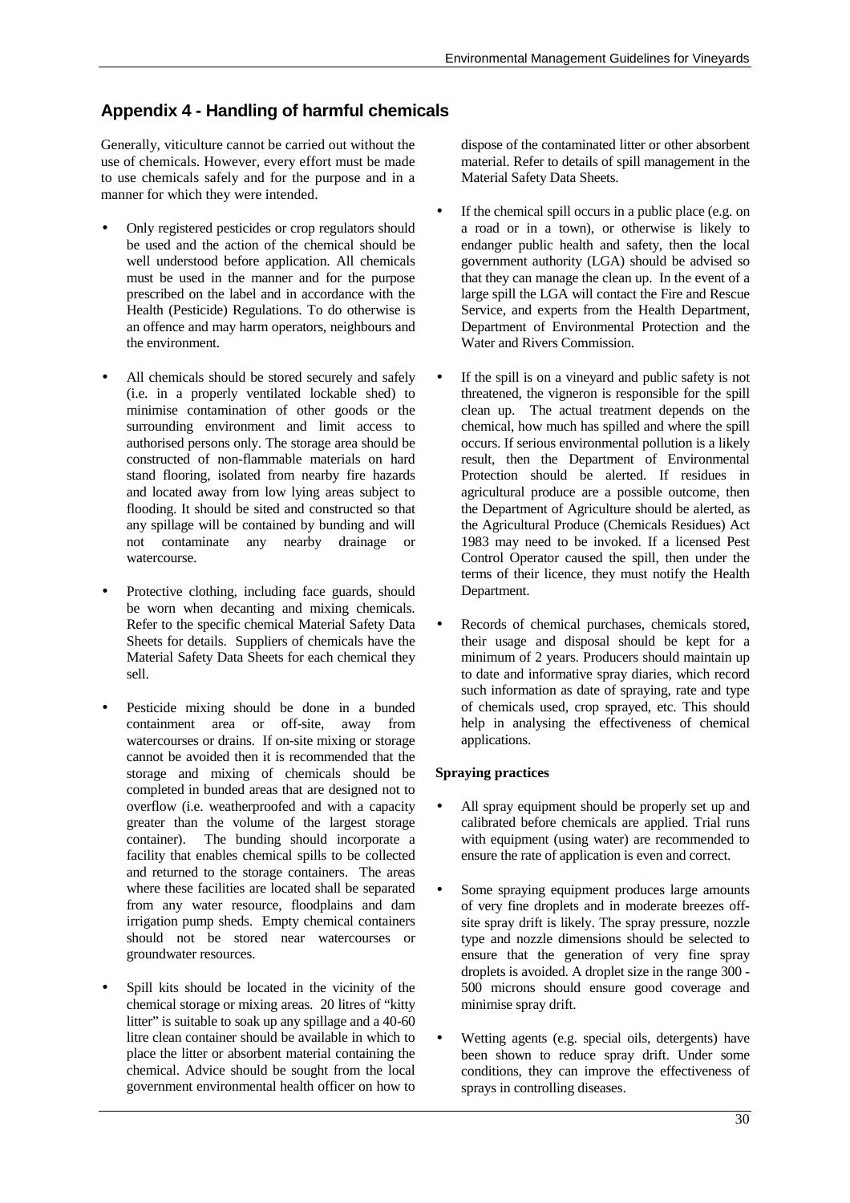## Appendix 4 - Handling of harmful chemicals

Generally, viticulture cannot be carried out without the use of chemicals. However, every effort must be made to use chemicals safely and for the purpose and in a manner for which they were intended.

- Only registered pesticides or crop regulators should be used and the action of the chemical should be well understood before application. All chemicals must be used in the manner and for the purpose prescribed on the label and in accordance with the Health (Pesticide) Regulations. To do otherwise is an offence and may harm operators, neighbours and the environment.
- All chemicals should be stored securely and safely (i.e. in a properly ventilated lockable shed) to minimise contamination of other goods or the surrounding environment and limit access to authorised persons only. The storage area should be constructed of non-flammable materials on hard stand flooring, isolated from nearby fire hazards and located away from low lying areas subject to flooding. It should be sited and constructed so that any spillage will be contained by bunding and will not contaminate any nearby drainage or watercourse.
- Protective clothing, including face guards, should be worn when decanting and mixing chemicals. Refer to the specific chemical Material Safety Data Sheets for details. Suppliers of chemicals have the Material Safety Data Sheets for each chemical they sell.
- Pesticide mixing should be done in a bunded containment area or off-site, away from watercourses or drains. If on-site mixing or storage cannot be avoided then it is recommended that the storage and mixing of chemicals should be completed in bunded areas that are designed not to overflow (i.e. weatherproofed and with a capacity greater than the volume of the largest storage container). The bunding should incorporate a facility that enables chemical spills to be collected and returned to the storage containers. The areas where these facilities are located shall be separated from any water resource, floodplains and dam irrigation pump sheds. Empty chemical containers should not be stored near watercourses or groundwater resources.
- Spill kits should be located in the vicinity of the chemical storage or mixing areas. 20 litres of "kitty litter" is suitable to soak up any spillage and a 40-60 litre clean container should be available in which to place the litter or absorbent material containing the chemical. Advice should be sought from the local government environmental health officer on how to dispose of the contaminated litter or other absorbent material. Refer to details of spill management in the Material Safety Data Sheets.
- If the chemical spill occurs in a public place (e.g. on a road or in a town), or otherwise is likely to endanger public health and safety, then the local government authority (LGA) should be advised so that they can manage the clean up. In the event of a large spill the LGA will contact the Fire and Rescue Service, and experts from the Health Department, Department of Environmental Protection and the Water and Rivers Commission.
- If the spill is on a vineyard and public safety is not threatened, the vigneron is responsible for the spill clean up. The actual treatment depends on the chemical, how much has spilled and where the spill occurs. If serious environmental pollution is a likely result, then the Department of Environmental Protection should be alerted. If residues in agricultural produce are a possible outcome, then the Department of Agriculture should be alerted, as the Agricultural Produce (Chemicals Residues) Act 1983 may need to be invoked. If a licensed Pest Control Operator caused the spill, then under the terms of their licence, they must notify the Health Department.
- Records of chemical purchases, chemicals stored, their usage and disposal should be kept for a minimum of 2 years. Producers should maintain up to date and informative spray diaries, which record such information as date of spraying, rate and type of chemicals used, crop sprayed, etc. This should help in analysing the effectiveness of chemical applications.

**Spraying practices**

- All spray equipment should be properly set up and calibrated before chemicals are applied. Trial runs with equipment (using water) are recommended to ensure the rate of application is even and correct.
- Some spraying equipment produces large amounts of very fine droplets and in moderate breezes off-site spray drift is likely. The spray pressure, nozzle type and nozzle dimensions should be selected to ensure that the generation of very fine spray droplets is avoided. A droplet size in the range 300 - 500 microns should ensure good coverage and minimise spray drift.
- Wetting agents (e.g. special oils, detergents) have been shown to reduce spray drift. Under some conditions, they can improve the effectiveness of sprays in controlling diseases.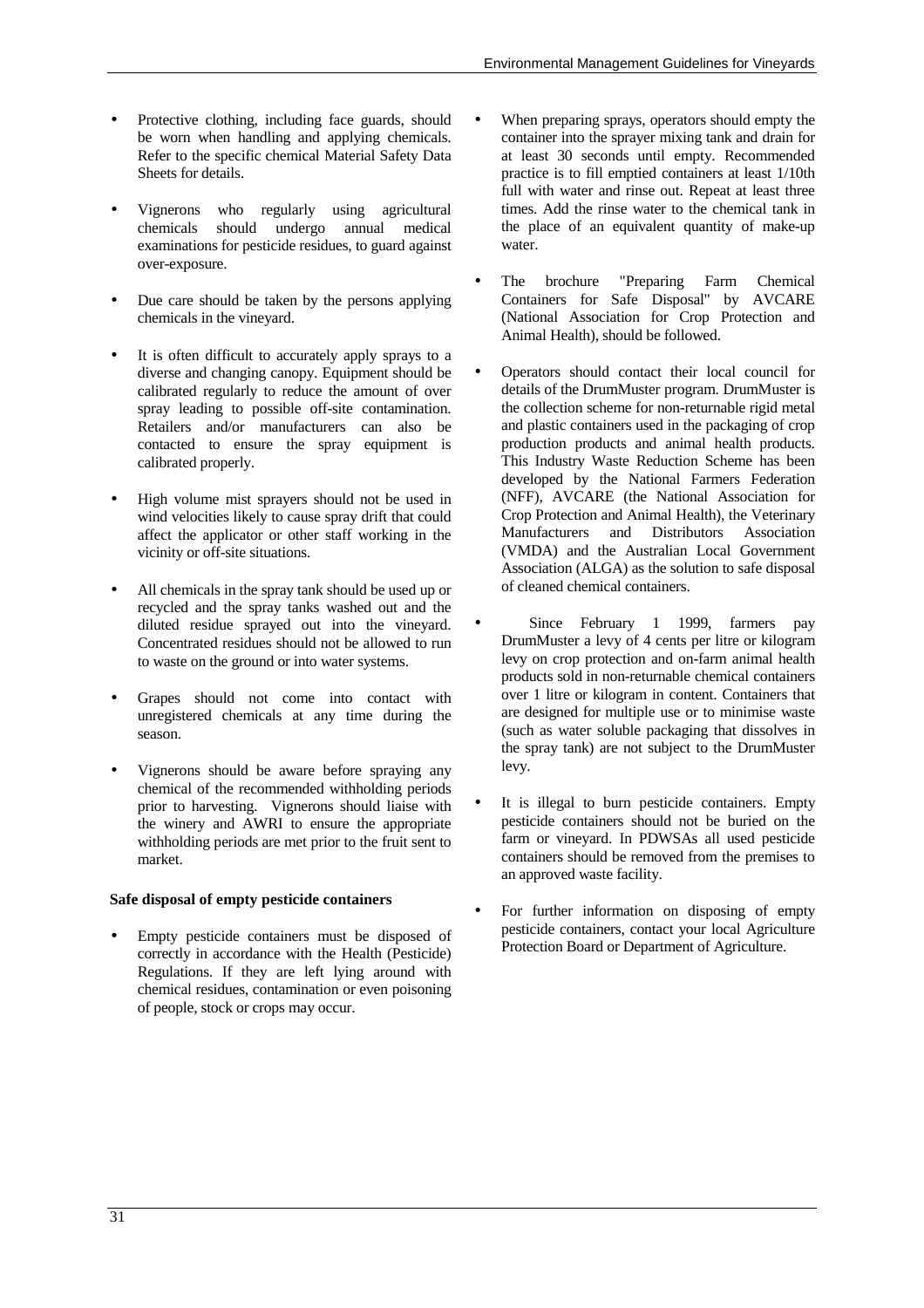- Protective clothing, including face guards, should be worn when handling and applying chemicals. Refer to the specific chemical Material Safety Data Sheets for details.

- Vignerons who regularly using agricultural chemicals should undergo annual medical examinations for pesticide residues, to guard against over-exposure.

- Due care should be taken by the persons applying chemicals in the vineyard.

- It is often difficult to accurately apply sprays to a diverse and changing canopy. Equipment should be calibrated regularly to reduce the amount of over spray leading to possible off-site contamination. Retailers and/or manufacturers can also be contacted to ensure the spray equipment is calibrated properly.

- High volume mist sprayers should not be used in wind velocities likely to cause spray drift that could affect the applicator or other staff working in the vicinity or off-site situations.

- All chemicals in the spray tank should be used up or recycled and the spray tanks washed out and the diluted residue sprayed out into the vineyard. Concentrated residues should not be allowed to run to waste on the ground or into water systems.

- Grapes should not come into contact with unregistered chemicals at any time during the season.

- Vignerons should be aware before spraying any chemical of the recommended withholding periods prior to harvesting. Vignerons should liaise with the winery and AWRI to ensure the appropriate withholding periods are met prior to the fruit sent to market.

**Safe disposal of empty pesticide containers**

- Empty pesticide containers must be disposed of correctly in accordance with the Health (Pesticide) Regulations. If they are left lying around with chemical residues, contamination or even poisoning of people, stock or crops may occur.

- When preparing sprays, operators should empty the container into the sprayer mixing tank and drain for at least 30 seconds until empty. Recommended practice is to fill emptied containers at least 1/10th full with water and rinse out. Repeat at least three times. Add the rinse water to the chemical tank in the place of an equivalent quantity of make-up water.

- The brochure "Preparing Farm Chemical Containers for Safe Disposal" by AVCARE (National Association for Crop Protection and Animal Health), should be followed.

- Operators should contact their local council for details of the DrumMuster program. DrumMuster is the collection scheme for non-returnable rigid metal and plastic containers used in the packaging of crop production products and animal health products. This Industry Waste Reduction Scheme has been developed by the National Farmers Federation (NFF), AVCARE (the National Association for Crop Protection and Animal Health), the Veterinary Manufacturers and Distributors Association (VMDA) and the Australian Local Government Association (ALGA) as the solution to safe disposal of cleaned chemical containers.

- Since February 1 1999, farmers pay DrumMuster a levy of 4 cents per litre or kilogram levy on crop protection and on-farm animal health products sold in non-returnable chemical containers over 1 litre or kilogram in content. Containers that are designed for multiple use or to minimise waste (such as water soluble packaging that dissolves in the spray tank) are not subject to the DrumMuster levy.

- It is illegal to burn pesticide containers. Empty pesticide containers should not be buried on the farm or vineyard. In PDWSAs all used pesticide containers should be removed from the premises to an approved waste facility.

- For further information on disposing of empty pesticide containers, contact your local Agriculture Protection Board or Department of Agriculture.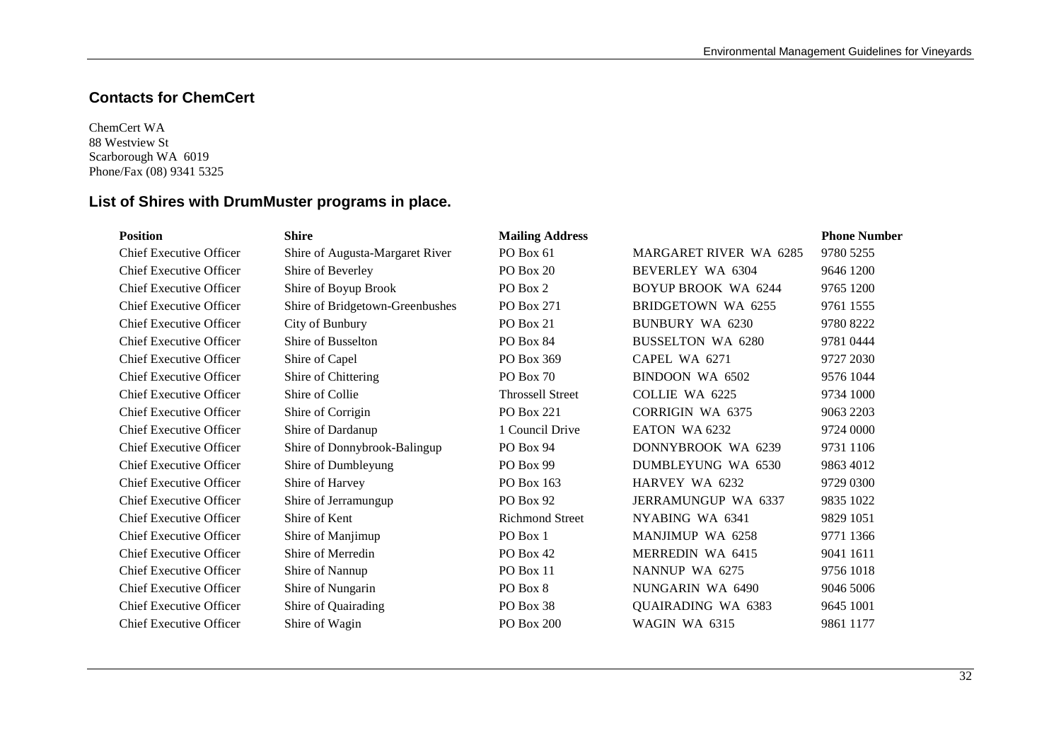## Contacts for ChemCert

ChemCert WA
88 Westview St
Scarborough WA 6019
Phone/Fax (08) 9341 5325

## List of Shires with DrumMuster programs in place.

| Position | Shire | Mailing Address | | Phone Number |
|---|---|---|---|---|
| Chief Executive Officer | Shire of Augusta-Margaret River | PO Box 61 | MARGARET RIVER WA 6285 | 9780 5255 |
| Chief Executive Officer | Shire of Beverley | PO Box 20 | BEVERLEY WA 6304 | 9646 1200 |
| Chief Executive Officer | Shire of Boyup Brook | PO Box 2 | BOYUP BROOK WA 6244 | 9765 1200 |
| Chief Executive Officer | Shire of Bridgetown-Greenbushes | PO Box 271 | BRIDGETOWN WA 6255 | 9761 1555 |
| Chief Executive Officer | City of Bunbury | PO Box 21 | BUNBURY WA 6230 | 9780 8222 |
| Chief Executive Officer | Shire of Busselton | PO Box 84 | BUSSELTON WA 6280 | 9781 0444 |
| Chief Executive Officer | Shire of Capel | PO Box 369 | CAPEL WA 6271 | 9727 2030 |
| Chief Executive Officer | Shire of Chittering | PO Box 70 | BINDOON WA 6502 | 9576 1044 |
| Chief Executive Officer | Shire of Collie | Throssell Street | COLLIE WA 6225 | 9734 1000 |
| Chief Executive Officer | Shire of Corrigin | PO Box 221 | CORRIGIN WA 6375 | 9063 2203 |
| Chief Executive Officer | Shire of Dardanup | 1 Council Drive | EATON WA 6232 | 9724 0000 |
| Chief Executive Officer | Shire of Donnybrook-Balingup | PO Box 94 | DONNYBROOK WA 6239 | 9731 1106 |
| Chief Executive Officer | Shire of Dumbleyung | PO Box 99 | DUMBLEYUNG WA 6530 | 9863 4012 |
| Chief Executive Officer | Shire of Harvey | PO Box 163 | HARVEY WA 6232 | 9729 0300 |
| Chief Executive Officer | Shire of Jerramungup | PO Box 92 | JERRAMUNGUP WA 6337 | 9835 1022 |
| Chief Executive Officer | Shire of Kent | Richmond Street | NYABING WA 6341 | 9829 1051 |
| Chief Executive Officer | Shire of Manjimup | PO Box 1 | MANJIMUP WA 6258 | 9771 1366 |
| Chief Executive Officer | Shire of Merredin | PO Box 42 | MERREDIN WA 6415 | 9041 1611 |
| Chief Executive Officer | Shire of Nannup | PO Box 11 | NANNUP WA 6275 | 9756 1018 |
| Chief Executive Officer | Shire of Nungarin | PO Box 8 | NUNGARIN WA 6490 | 9046 5006 |
| Chief Executive Officer | Shire of Quairading | PO Box 38 | QUAIRADING WA 6383 | 9645 1001 |
| Chief Executive Officer | Shire of Wagin | PO Box 200 | WAGIN WA 6315 | 9861 1177 |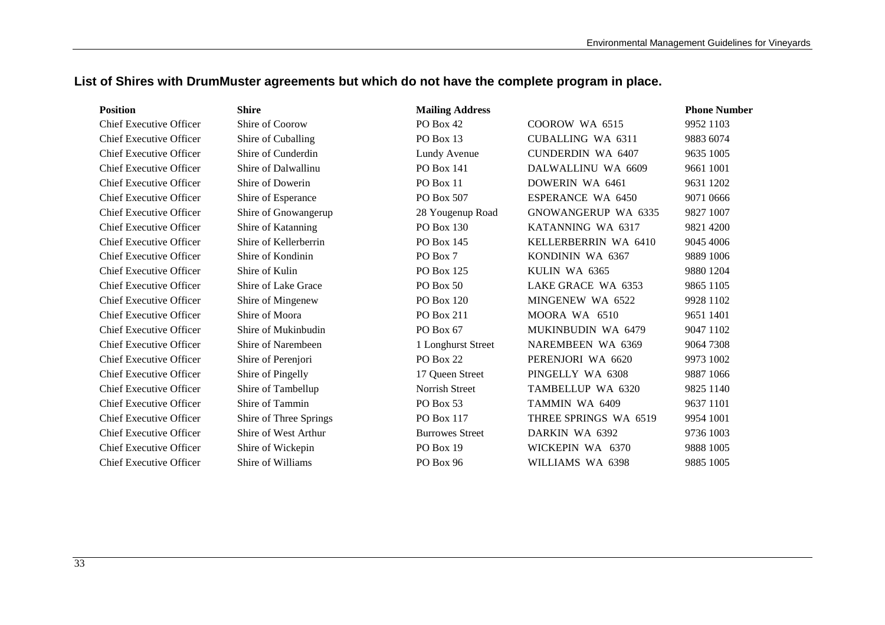## List of Shires with DrumMuster agreements but which do not have the complete program in place.

| Position | Shire | Mailing Address | | Phone Number |
|---|---|---|---|---|
| Chief Executive Officer | Shire of Coorow | PO Box 42 | COOROW WA 6515 | 9952 1103 |
| Chief Executive Officer | Shire of Cuballing | PO Box 13 | CUBALLING WA 6311 | 9883 6074 |
| Chief Executive Officer | Shire of Cunderdin | Lundy Avenue | CUNDERDIN WA 6407 | 9635 1005 |
| Chief Executive Officer | Shire of Dalwallinu | PO Box 141 | DALWALLINU WA 6609 | 9661 1001 |
| Chief Executive Officer | Shire of Dowerin | PO Box 11 | DOWERIN WA 6461 | 9631 1202 |
| Chief Executive Officer | Shire of Esperance | PO Box 507 | ESPERANCE WA 6450 | 9071 0666 |
| Chief Executive Officer | Shire of Gnowangerup | 28 Yougenup Road | GNOWANGERUP WA 6335 | 9827 1007 |
| Chief Executive Officer | Shire of Katanning | PO Box 130 | KATANNING WA 6317 | 9821 4200 |
| Chief Executive Officer | Shire of Kellerberrin | PO Box 145 | KELLERBERRIN WA 6410 | 9045 4006 |
| Chief Executive Officer | Shire of Kondinin | PO Box 7 | KONDININ WA 6367 | 9889 1006 |
| Chief Executive Officer | Shire of Kulin | PO Box 125 | KULIN WA 6365 | 9880 1204 |
| Chief Executive Officer | Shire of Lake Grace | PO Box 50 | LAKE GRACE WA 6353 | 9865 1105 |
| Chief Executive Officer | Shire of Mingenew | PO Box 120 | MINGENEW WA 6522 | 9928 1102 |
| Chief Executive Officer | Shire of Moora | PO Box 211 | MOORA WA 6510 | 9651 1401 |
| Chief Executive Officer | Shire of Mukinbudin | PO Box 67 | MUKINBUDIN WA 6479 | 9047 1102 |
| Chief Executive Officer | Shire of Narembeen | 1 Longhurst Street | NAREMBEEN WA 6369 | 9064 7308 |
| Chief Executive Officer | Shire of Perenjori | PO Box 22 | PERENJORI WA 6620 | 9973 1002 |
| Chief Executive Officer | Shire of Pingelly | 17 Queen Street | PINGELLY WA 6308 | 9887 1066 |
| Chief Executive Officer | Shire of Tambellup | Norrish Street | TAMBELLUP WA 6320 | 9825 1140 |
| Chief Executive Officer | Shire of Tammin | PO Box 53 | TAMMIN WA 6409 | 9637 1101 |
| Chief Executive Officer | Shire of Three Springs | PO Box 117 | THREE SPRINGS WA 6519 | 9954 1001 |
| Chief Executive Officer | Shire of West Arthur | Burrowes Street | DARKIN WA 6392 | 9736 1003 |
| Chief Executive Officer | Shire of Wickepin | PO Box 19 | WICKEPIN WA 6370 | 9888 1005 |
| Chief Executive Officer | Shire of Williams | PO Box 96 | WILLIAMS WA 6398 | 9885 1005 |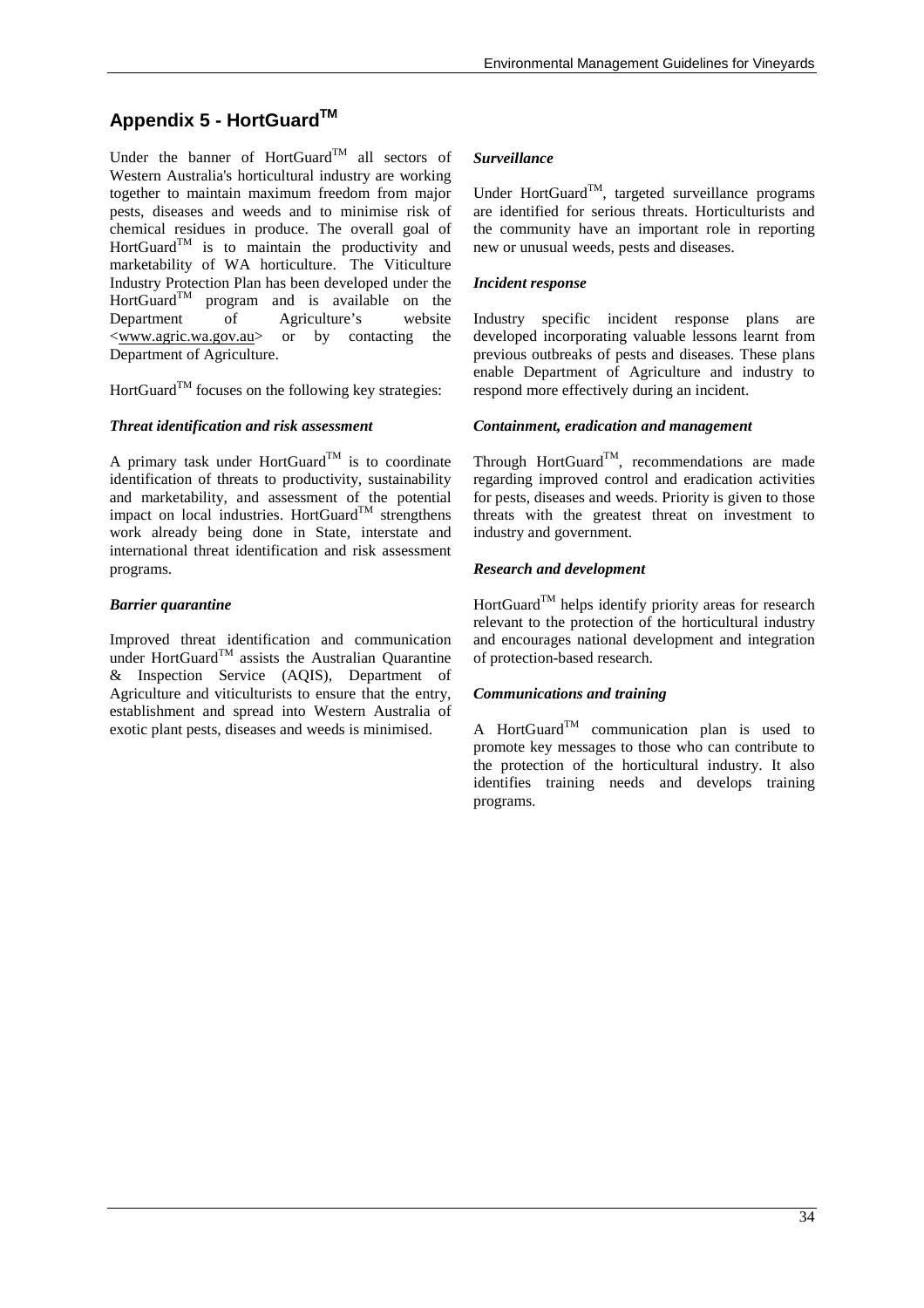## Appendix 5 - HortGuard™

Under the banner of HortGuard™ all sectors of Western Australia's horticultural industry are working together to maintain maximum freedom from major pests, diseases and weeds and to minimise risk of chemical residues in produce. The overall goal of HortGuard™ is to maintain the productivity and marketability of WA horticulture. The Viticulture Industry Protection Plan has been developed under the HortGuard™ program and is available on the Department of Agriculture's website <www.agric.wa.gov.au> or by contacting the Department of Agriculture.

HortGuard™ focuses on the following key strategies:

***Threat identification and risk assessment***

A primary task under HortGuard™ is to coordinate identification of threats to productivity, sustainability and marketability, and assessment of the potential impact on local industries. HortGuard™ strengthens work already being done in State, interstate and international threat identification and risk assessment programs.

***Barrier quarantine***

Improved threat identification and communication under HortGuard™ assists the Australian Quarantine & Inspection Service (AQIS), Department of Agriculture and viticulturists to ensure that the entry, establishment and spread into Western Australia of exotic plant pests, diseases and weeds is minimised.

***Surveillance***

Under HortGuard™, targeted surveillance programs are identified for serious threats. Horticulturists and the community have an important role in reporting new or unusual weeds, pests and diseases.

***Incident response***

Industry specific incident response plans are developed incorporating valuable lessons learnt from previous outbreaks of pests and diseases. These plans enable Department of Agriculture and industry to respond more effectively during an incident.

***Containment, eradication and management***

Through HortGuard™, recommendations are made regarding improved control and eradication activities for pests, diseases and weeds. Priority is given to those threats with the greatest threat on investment to industry and government.

***Research and development***

HortGuard™ helps identify priority areas for research relevant to the protection of the horticultural industry and encourages national development and integration of protection-based research.

***Communications and training***

A HortGuard™ communication plan is used to promote key messages to those who can contribute to the protection of the horticultural industry. It also identifies training needs and develops training programs.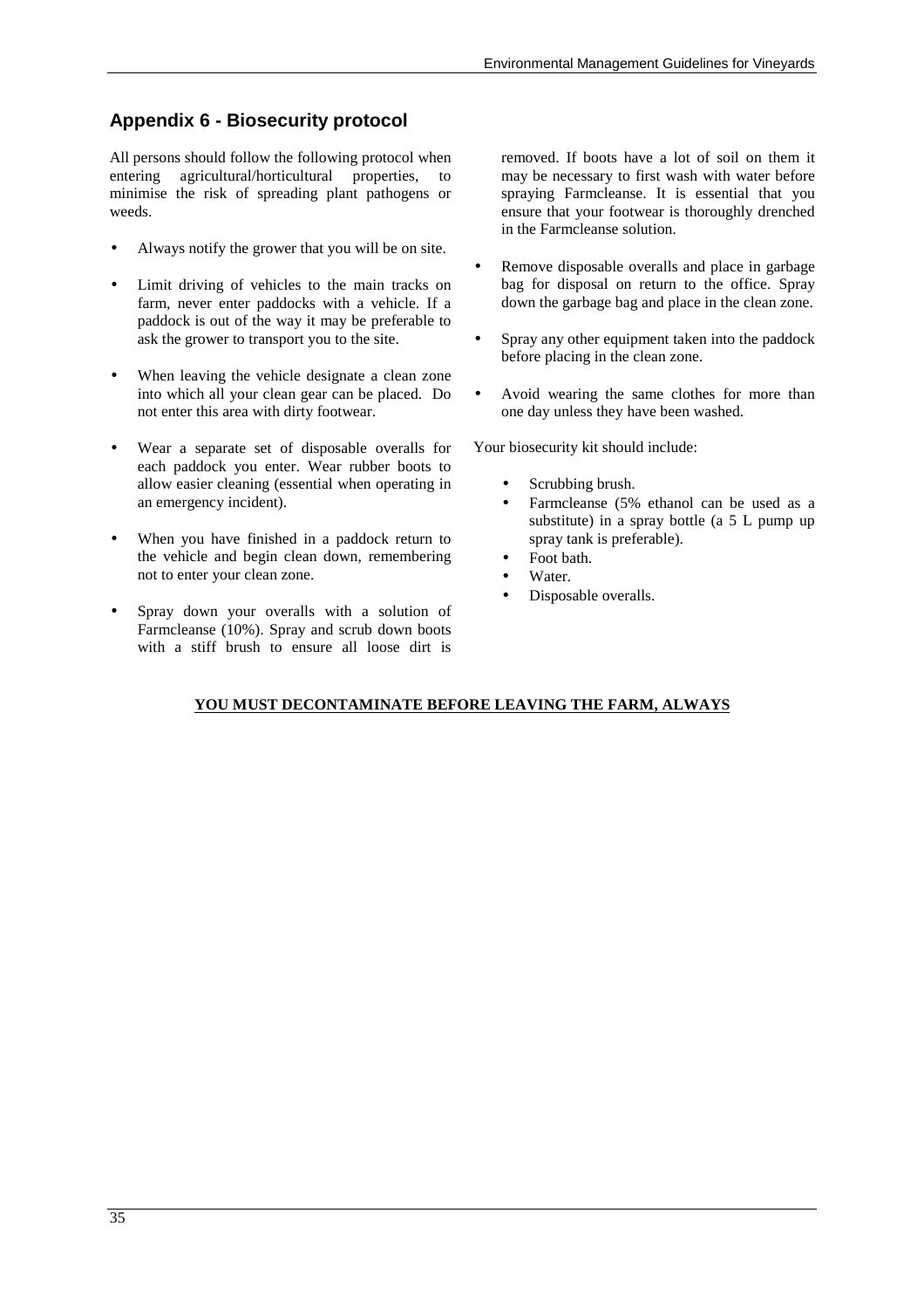## Appendix 6 - Biosecurity protocol

All persons should follow the following protocol when entering agricultural/horticultural properties, to minimise the risk of spreading plant pathogens or weeds.

- Always notify the grower that you will be on site.
- Limit driving of vehicles to the main tracks on farm, never enter paddocks with a vehicle. If a paddock is out of the way it may be preferable to ask the grower to transport you to the site.
- When leaving the vehicle designate a clean zone into which all your clean gear can be placed. Do not enter this area with dirty footwear.
- Wear a separate set of disposable overalls for each paddock you enter. Wear rubber boots to allow easier cleaning (essential when operating in an emergency incident).
- When you have finished in a paddock return to the vehicle and begin clean down, remembering not to enter your clean zone.
- Spray down your overalls with a solution of Farmcleanse (10%). Spray and scrub down boots with a stiff brush to ensure all loose dirt is removed. If boots have a lot of soil on them it may be necessary to first wash with water before spraying Farmcleanse. It is essential that you ensure that your footwear is thoroughly drenched in the Farmcleanse solution.
- Remove disposable overalls and place in garbage bag for disposal on return to the office. Spray down the garbage bag and place in the clean zone.
- Spray any other equipment taken into the paddock before placing in the clean zone.
- Avoid wearing the same clothes for more than one day unless they have been washed.

Your biosecurity kit should include:

- Scrubbing brush.
- Farmcleanse (5% ethanol can be used as a substitute) in a spray bottle (a 5 L pump up spray tank is preferable).
- Foot bath.
- Water.
- Disposable overalls.

**YOU MUST DECONTAMINATE BEFORE LEAVING THE FARM, ALWAYS**